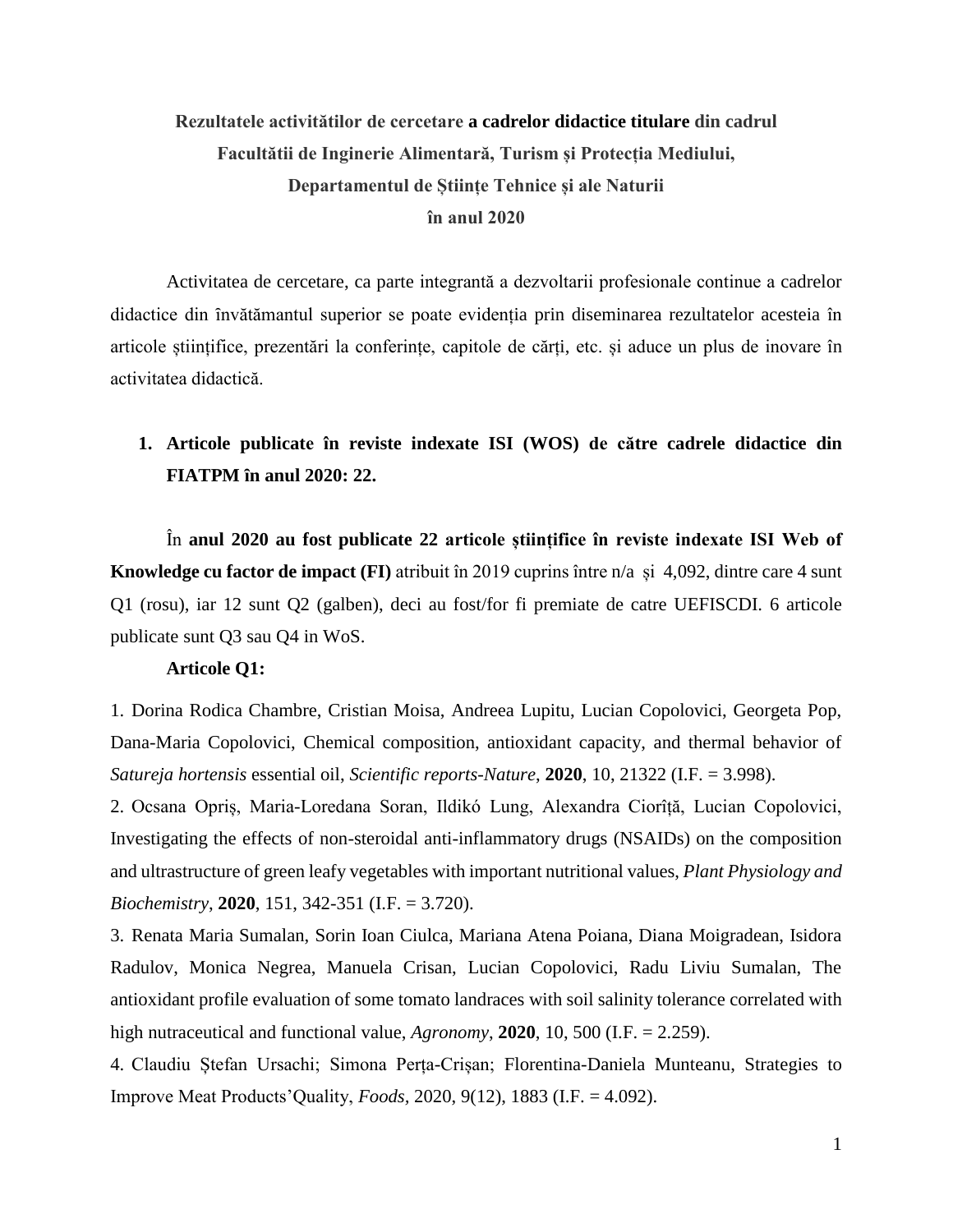**Rezultatele activitătilor de cercetare a cadrelor didactice titulare din cadrul Facultătii de Inginerie Alimentară, Turism și Protecția Mediului, Departamentul de Științe Tehnice și ale Naturii în anul 2020**

Activitatea de cercetare, ca parte integrantă a dezvoltarii profesionale continue a cadrelor didactice din învătămantul superior se poate evidenția prin diseminarea rezultatelor acesteia în articole științifice, prezentări la conferințe, capitole de cărți, etc. și aduce un plus de inovare în activitatea didactică.

1. **Articole publicate în reviste indexate ISI (WOS) de către cadrele didactice din FIATPM în anul 2020: 22.**

În **anul 2020 au fost publicate 22 articole științifice în reviste indexate ISI Web of Knowledge cu factor de impact (FI)** atribuit în 2019 cuprins între n/a și 4,092, dintre care 4 sunt Q1 (rosu), iar 12 sunt Q2 (galben), deci au fost/for fi premiate de catre UEFISCDI. 6 articole publicate sunt Q3 sau Q4 in WoS.

**Articole Q1:**

1. Dorina Rodica Chambre, Cristian Moisa, Andreea Lupitu, Lucian Copolovici, Georgeta Pop, Dana-Maria Copolovici, Chemical composition, antioxidant capacity, and thermal behavior of *Satureja hortensis* essential oil, *Scientific reports-Nature*, **2020**, 10, 21322 (I.F. = 3.998).

2. Ocsana Opriș, Maria-Loredana Soran, Ildikó Lung, Alexandra Ciorîță, Lucian Copolovici, Investigating the effects of non-steroidal anti-inflammatory drugs (NSAIDs) on the composition and ultrastructure of green leafy vegetables with important nutritional values, *Plant Physiology and Biochemistry*, **2020**, 151, 342-351 (I.F. = 3.720).

3. Renata Maria Sumalan, Sorin Ioan Ciulca, Mariana Atena Poiana, Diana Moigradean, Isidora Radulov, Monica Negrea, Manuela Crisan, Lucian Copolovici, Radu Liviu Sumalan, The antioxidant profile evaluation of some tomato landraces with soil salinity tolerance correlated with high nutraceutical and functional value, *Agronomy*, **2020**, 10, 500 (I.F. = 2.259).

4. Claudiu Ștefan Ursachi; Simona Perța-Crișan; Florentina-Daniela Munteanu, Strategies to Improve Meat Products'Quality, *Foods*, 2020, 9(12), 1883 (I.F. = 4.092).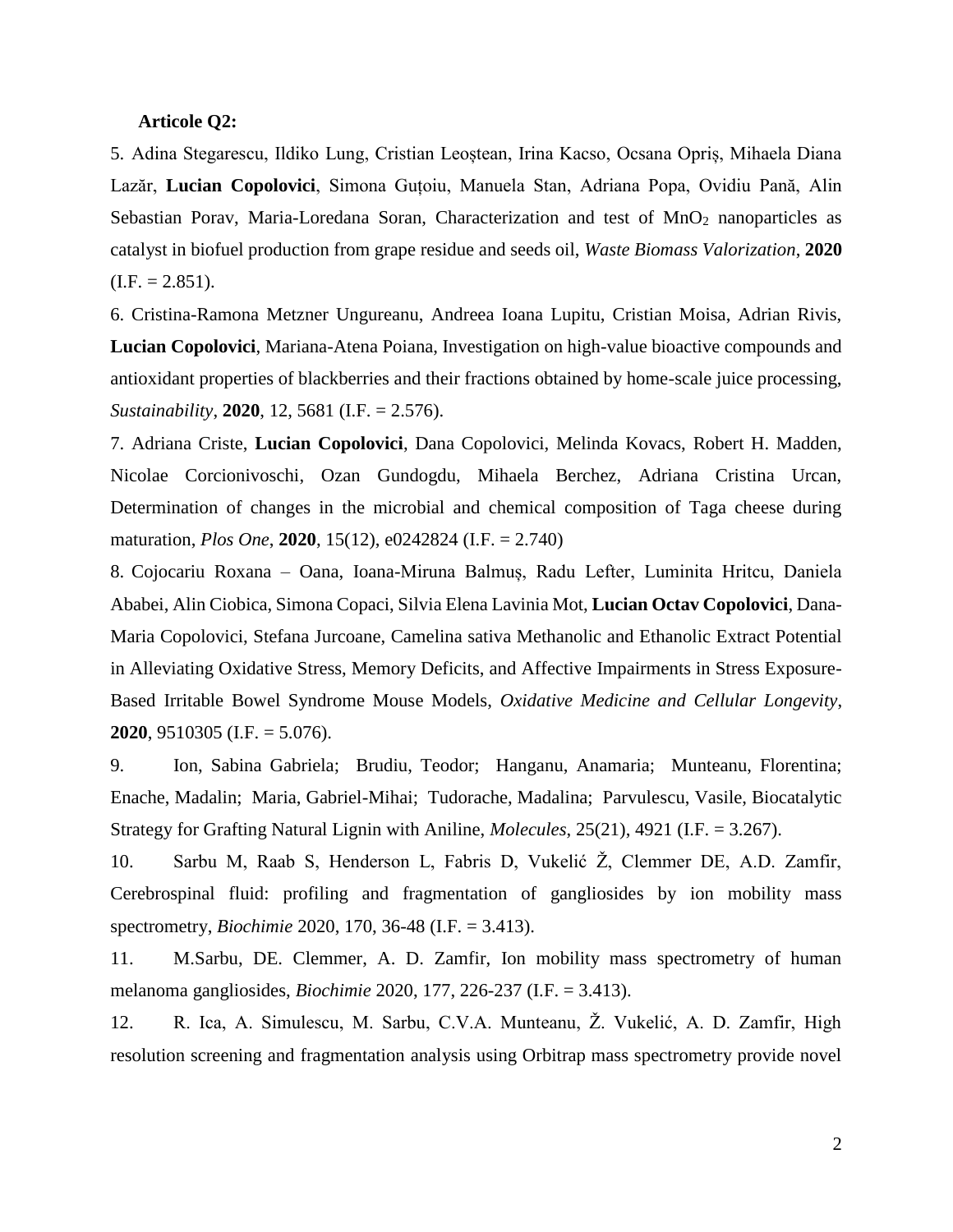**Articole Q2:**

5. Adina Stegarescu, Ildiko Lung, Cristian Leoștean, Irina Kacso, Ocsana Opriș, Mihaela Diana Lazăr, **Lucian Copolovici**, Simona Guțoiu, Manuela Stan, Adriana Popa, Ovidiu Pană, Alin Sebastian Porav, Maria-Loredana Soran, Characterization and test of $MnO_2$ nanoparticles as catalyst in biofuel production from grape residue and seeds oil, *Waste Biomass Valorization*, **2020** (I.F. = 2.851).

6. Cristina-Ramona Metzner Ungureanu, Andreea Ioana Lupitu, Cristian Moisa, Adrian Rivis, **Lucian Copolovici**, Mariana-Atena Poiana, Investigation on high-value bioactive compounds and antioxidant properties of blackberries and their fractions obtained by home-scale juice processing, *Sustainability*, **2020**, 12, 5681 (I.F. = 2.576).

7. Adriana Criste, **Lucian Copolovici**, Dana Copolovici, Melinda Kovacs, Robert H. Madden, Nicolae Corcionivoschi, Ozan Gundogdu, Mihaela Berchez, Adriana Cristina Urcan, Determination of changes in the microbial and chemical composition of Taga cheese during maturation, *Plos One*, **2020**, 15(12), e0242824 (I.F. = 2.740)

8. Cojocariu Roxana – Oana, Ioana-Miruna Balmuș, Radu Lefter, Luminita Hritcu, Daniela Ababei, Alin Ciobica, Simona Copaci, Silvia Elena Lavinia Mot, **Lucian Octav Copolovici**, Dana-Maria Copolovici, Stefana Jurcoane, Camelina sativa Methanolic and Ethanolic Extract Potential in Alleviating Oxidative Stress, Memory Deficits, and Affective Impairments in Stress Exposure-Based Irritable Bowel Syndrome Mouse Models, *Oxidative Medicine and Cellular Longevity*, **2020**, 9510305 (I.F. = 5.076).

9. Ion, Sabina Gabriela; Brudiu, Teodor; Hanganu, Anamaria; Munteanu, Florentina; Enache, Madalin; Maria, Gabriel-Mihai; Tudorache, Madalina; Parvulescu, Vasile, Biocatalytic Strategy for Grafting Natural Lignin with Aniline, *Molecules*, 25(21), 4921 (I.F. = 3.267).

10. Sarbu M, Raab S, Henderson L, Fabris D, Vukelić Ž, Clemmer DE, A.D. Zamfir, Cerebrospinal fluid: profiling and fragmentation of gangliosides by ion mobility mass spectrometry, *Biochimie* 2020, 170, 36-48 (I.F. = 3.413).

11. M.Sarbu, DE. Clemmer, A. D. Zamfir, Ion mobility mass spectrometry of human melanoma gangliosides, *Biochimie* 2020, 177, 226-237 (I.F. = 3.413).

12. R. Ica, A. Simulescu, M. Sarbu, C.V.A. Munteanu, Ž. Vukelić, A. D. Zamfir, High resolution screening and fragmentation analysis using Orbitrap mass spectrometry provide novel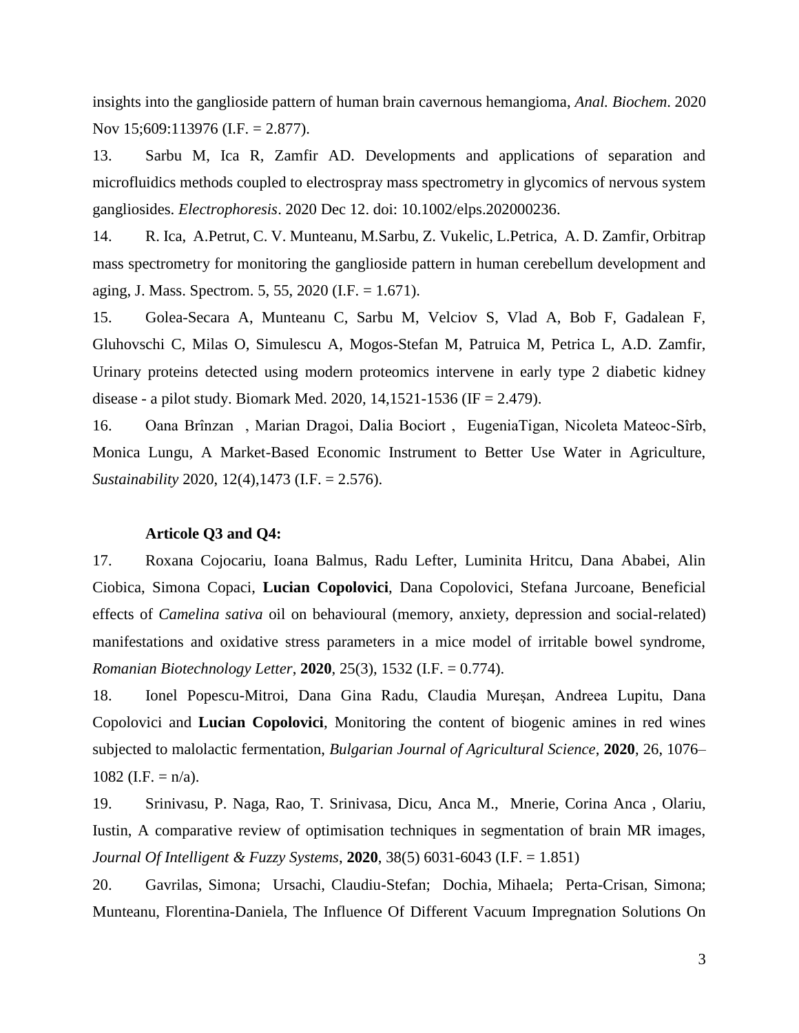insights into the ganglioside pattern of human brain cavernous hemangioma, *Anal. Biochem*. 2020 Nov 15;609:113976 (I.F. = 2.877).

13. Sarbu M, Ica R, Zamfir AD. Developments and applications of separation and microfluidics methods coupled to electrospray mass spectrometry in glycomics of nervous system gangliosides. *Electrophoresis*. 2020 Dec 12. doi: 10.1002/elps.202000236.

14. R. Ica, A.Petrut, C. V. Munteanu, M.Sarbu, Z. Vukelic, L.Petrica, A. D. Zamfir, Orbitrap mass spectrometry for monitoring the ganglioside pattern in human cerebellum development and aging, J. Mass. Spectrom. 5, 55, 2020 (I.F. = 1.671).

15. Golea-Secara A, Munteanu C, Sarbu M, Velciov S, Vlad A, Bob F, Gadalean F, Gluhovschi C, Milas O, Simulescu A, Mogos-Stefan M, Patruica M, Petrica L, A.D. Zamfir, Urinary proteins detected using modern proteomics intervene in early type 2 diabetic kidney disease - a pilot study. Biomark Med. 2020, 14,1521-1536 (IF = 2.479).

16. Oana Brînzan , Marian Dragoi, Dalia Bociort , EugeniaTigan, Nicoleta Mateoc-Sîrb, Monica Lungu, A Market-Based Economic Instrument to Better Use Water in Agriculture, *Sustainability* 2020, 12(4),1473 (I.F. = 2.576).

**Articole Q3 and Q4:**

17. Roxana Cojocariu, Ioana Balmus, Radu Lefter, Luminita Hritcu, Dana Ababei, Alin Ciobica, Simona Copaci, **Lucian Copolovici**, Dana Copolovici, Stefana Jurcoane, Beneficial effects of *Camelina sativa* oil on behavioural (memory, anxiety, depression and social-related) manifestations and oxidative stress parameters in a mice model of irritable bowel syndrome, *Romanian Biotechnology Letter*, **2020**, 25(3), 1532 (I.F. = 0.774).

18. Ionel Popescu-Mitroi, Dana Gina Radu, Claudia Mureșan, Andreea Lupitu, Dana Copolovici and **Lucian Copolovici**, Monitoring the content of biogenic amines in red wines subjected to malolactic fermentation, *Bulgarian Journal of Agricultural Science*, **2020**, 26, 1076–1082 (I.F. = n/a).

19. Srinivasu, P. Naga, Rao, T. Srinivasa, Dicu, Anca M., Mnerie, Corina Anca , Olariu, Iustin, A comparative review of optimisation techniques in segmentation of brain MR images, *Journal Of Intelligent & Fuzzy Systems*, **2020**, 38(5) 6031-6043 (I.F. = 1.851)

20. Gavrilas, Simona; Ursachi, Claudiu-Stefan; Dochia, Mihaela; Perta-Crisan, Simona; Munteanu, Florentina-Daniela, The Influence Of Different Vacuum Impregnation Solutions On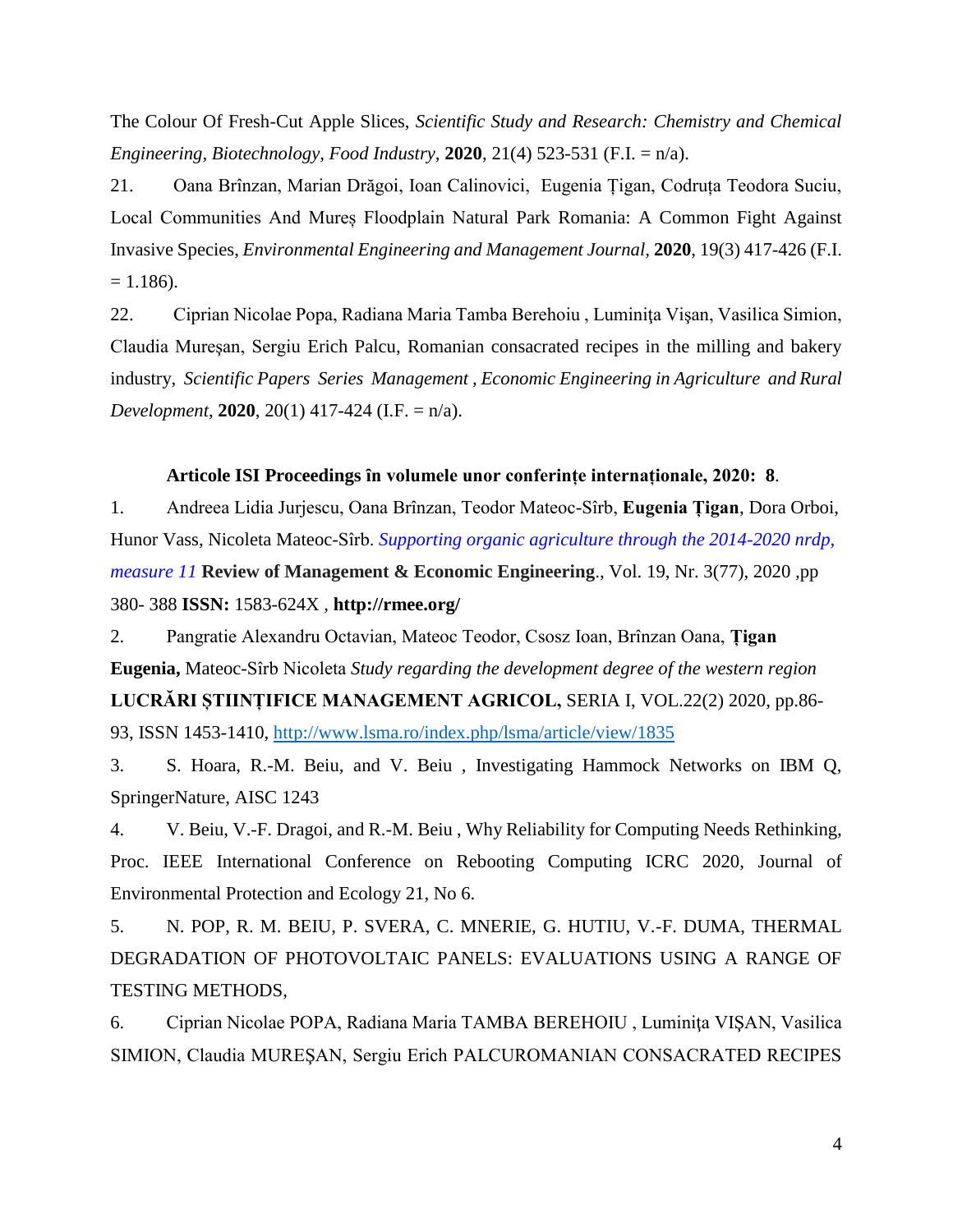The Colour Of Fresh-Cut Apple Slices, *Scientific Study and Research: Chemistry and Chemical Engineering, Biotechnology, Food Industry,* **2020**, 21(4) 523-531 (F.I. = n/a).

21. Oana Brînzan, Marian Drăgoi, Ioan Calinovici, Eugenia Țigan, Codruța Teodora Suciu, Local Communities And Mureș Floodplain Natural Park Romania: A Common Fight Against Invasive Species, *Environmental Engineering and Management Journal,* **2020**, 19(3) 417-426 (F.I. = 1.186).

22. Ciprian Nicolae Popa, Radiana Maria Tamba Berehoiu , Luminiţa Vişan, Vasilica Simion, Claudia Mureșan, Sergiu Erich Palcu, Romanian consacrated recipes in the milling and bakery industry, *Scientific Papers Series Management , Economic Engineering in Agriculture and Rural Development*, **2020**, 20(1) 417-424 (I.F. = n/a).

**Articole ISI Proceedings în volumele unor conferințe internaționale, 2020: 8**.

1. Andreea Lidia Jurjescu, Oana Brînzan, Teodor Mateoc-Sîrb, **Eugenia Țigan**, Dora Orboi, Hunor Vass, Nicoleta Mateoc-Sîrb. *Supporting organic agriculture through the 2014-2020 nrdp, measure 11* **Review of Management & Economic Engineering**., Vol. 19, Nr. 3(77), 2020 ,pp 380- 388 **ISSN:** 1583-624X , **http://rmee.org/**

2. Pangratie Alexandru Octavian, Mateoc Teodor, Csosz Ioan, Brînzan Oana, **Țigan Eugenia,** Mateoc-Sîrb Nicoleta *Study regarding the development degree of the western region* **LUCRĂRI ȘTIINȚIFICE MANAGEMENT AGRICOL,** SERIA I, VOL.22(2) 2020, pp.86-93, ISSN 1453-1410, http://www.lsma.ro/index.php/lsma/article/view/1835

3. S. Hoara, R.-M. Beiu, and V. Beiu , Investigating Hammock Networks on IBM Q, SpringerNature, AISC 1243

4. V. Beiu, V.-F. Dragoi, and R.-M. Beiu , Why Reliability for Computing Needs Rethinking, Proc. IEEE International Conference on Rebooting Computing ICRC 2020, Journal of Environmental Protection and Ecology 21, No 6.

5. N. POP, R. M. BEIU, P. SVERA, C. MNERIE, G. HUTIU, V.-F. DUMA, THERMAL DEGRADATION OF PHOTOVOLTAIC PANELS: EVALUATIONS USING A RANGE OF TESTING METHODS,

6. Ciprian Nicolae POPA, Radiana Maria TAMBA BEREHOIU , Luminiţa VIȘAN, Vasilica SIMION, Claudia MUREȘAN, Sergiu Erich PALCUROMANIAN CONSACRATED RECIPES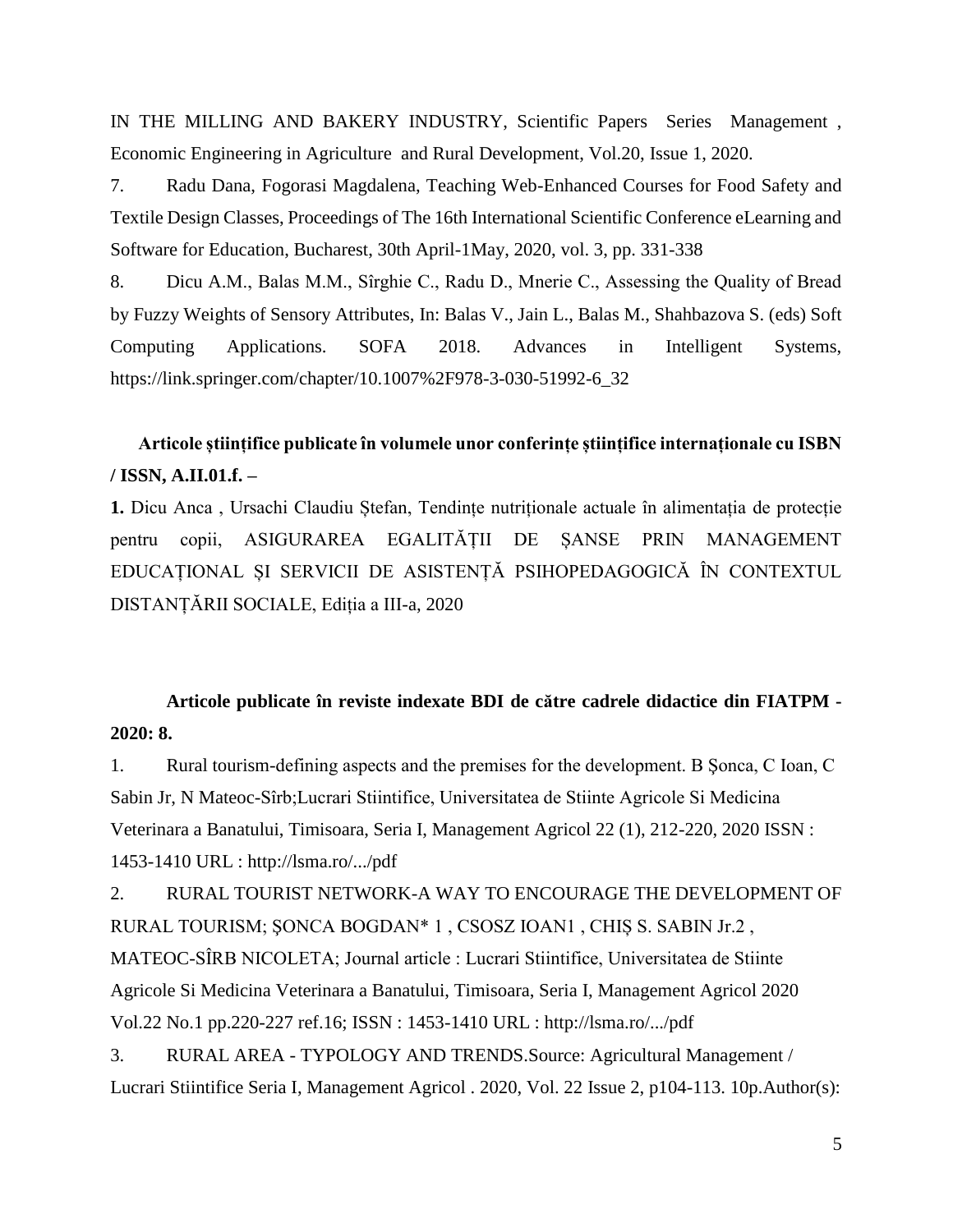IN THE MILLING AND BAKERY INDUSTRY, Scientific Papers Series Management , Economic Engineering in Agriculture and Rural Development, Vol.20, Issue 1, 2020.

7. Radu Dana, Fogorasi Magdalena, Teaching Web-Enhanced Courses for Food Safety and Textile Design Classes, Proceedings of The 16th International Scientific Conference eLearning and Software for Education, Bucharest, 30th April-1May, 2020, vol. 3, pp. 331-338

8. Dicu A.M., Balas M.M., Sîrghie C., Radu D., Mnerie C., Assessing the Quality of Bread by Fuzzy Weights of Sensory Attributes, In: Balas V., Jain L., Balas M., Shahbazova S. (eds) Soft Computing Applications. SOFA 2018. Advances in Intelligent Systems, https://link.springer.com/chapter/10.1007%2F978-3-030-51992-6_32

**Articole științifice publicate în volumele unor conferințe științifice internaționale cu ISBN / ISSN, A.II.01.f. –**

**1.** Dicu Anca , Ursachi Claudiu Ștefan, Tendințe nutriționale actuale în alimentația de protecție pentru copii, ASIGURAREA EGALITĂȚII DE ȘANSE PRIN MANAGEMENT EDUCAȚIONAL ȘI SERVICII DE ASISTENȚĂ PSIHOPEDAGOGICĂ ÎN CONTEXTUL DISTANȚĂRII SOCIALE, Ediția a III-a, 2020

**Articole publicate în reviste indexate BDI de către cadrele didactice din FIATPM - 2020: 8.**

1. Rural tourism-defining aspects and the premises for the development. B Șonca, C Ioan, C Sabin Jr, N Mateoc-Sîrb;Lucrari Stiintifice, Universitatea de Stiinte Agricole Si Medicina Veterinara a Banatului, Timisoara, Seria I, Management Agricol 22 (1), 212-220, 2020 ISSN : 1453-1410 URL : http://lsma.ro/.../pdf

2. RURAL TOURIST NETWORK-A WAY TO ENCOURAGE THE DEVELOPMENT OF RURAL TOURISM; ŞONCA BOGDAN* 1 , CSOSZ IOAN1 , CHIȘ S. SABIN Jr.2 , MATEOC-SÎRB NICOLETA; Journal article : Lucrari Stiintifice, Universitatea de Stiinte Agricole Si Medicina Veterinara a Banatului, Timisoara, Seria I, Management Agricol 2020 Vol.22 No.1 pp.220-227 ref.16; ISSN : 1453-1410 URL : http://lsma.ro/.../pdf

3. RURAL AREA - TYPOLOGY AND TRENDS.Source: Agricultural Management / Lucrari Stiintifice Seria I, Management Agricol . 2020, Vol. 22 Issue 2, p104-113. 10p.Author(s):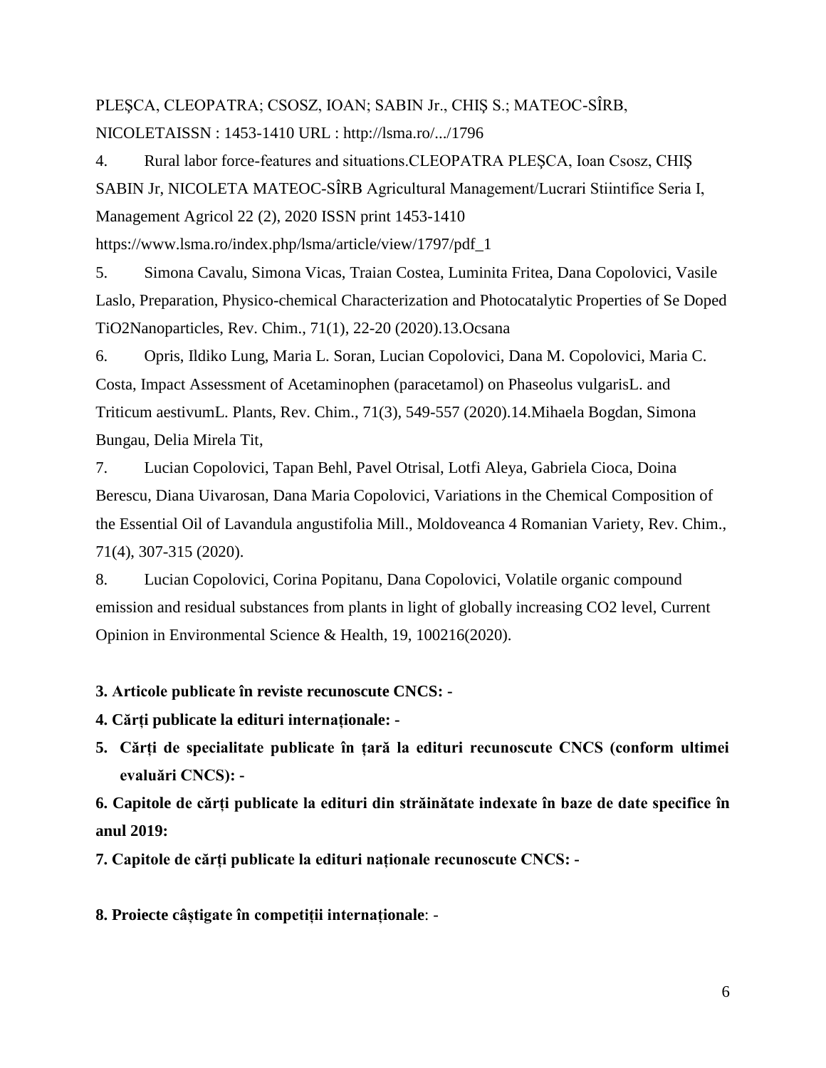PLEŞCA, CLEOPATRA; CSOSZ, IOAN; SABIN Jr., CHIŞ S.; MATEOC-SÎRB, NICOLETAISSN : 1453-1410 URL : http://lsma.ro/.../1796

4. Rural labor force-features and situations.CLEOPATRA PLEŞCA, Ioan Csosz, CHIŞ SABIN Jr, NICOLETA MATEOC-SÎRB Agricultural Management/Lucrari Stiintifice Seria I, Management Agricol 22 (2), 2020 ISSN print 1453-1410 https://www.lsma.ro/index.php/lsma/article/view/1797/pdf_1

5. Simona Cavalu, Simona Vicas, Traian Costea, Luminita Fritea, Dana Copolovici, Vasile Laslo, Preparation, Physico-chemical Characterization and Photocatalytic Properties of Se Doped $TiO_2$Nanoparticles, Rev. Chim., 71(1), 22-20 (2020).13.Ocsana

6. Opris, Ildiko Lung, Maria L. Soran, Lucian Copolovici, Dana M. Copolovici, Maria C. Costa, Impact Assessment of Acetaminophen (paracetamol) on Phaseolus vulgarisL. and Triticum aestivumL. Plants, Rev. Chim., 71(3), 549-557 (2020).14.Mihaela Bogdan, Simona Bungau, Delia Mirela Tit,

7. Lucian Copolovici, Tapan Behl, Pavel Otrisal, Lotfi Aleya, Gabriela Cioca, Doina Berescu, Diana Uivarosan, Dana Maria Copolovici, Variations in the Chemical Composition of the Essential Oil of Lavandula angustifolia Mill., Moldoveanca 4 Romanian Variety, Rev. Chim., 71(4), 307-315 (2020).

8. Lucian Copolovici, Corina Popitanu, Dana Copolovici, Volatile organic compound emission and residual substances from plants in light of globally increasing $CO_2$ level, Current Opinion in Environmental Science & Health, 19, 100216(2020).

**3. Articole publicate în reviste recunoscute CNCS: -**

**4. Cărți publicate la edituri internaționale: -**

**5. Cărți de specialitate publicate în țară la edituri recunoscute CNCS (conform ultimei evaluări CNCS): -**

**6. Capitole de cărți publicate la edituri din străinătate indexate în baze de date specifice în anul 2019:**

**7. Capitole de cărți publicate la edituri naționale recunoscute CNCS: -**

**8. Proiecte câștigate în competiții internaționale**: -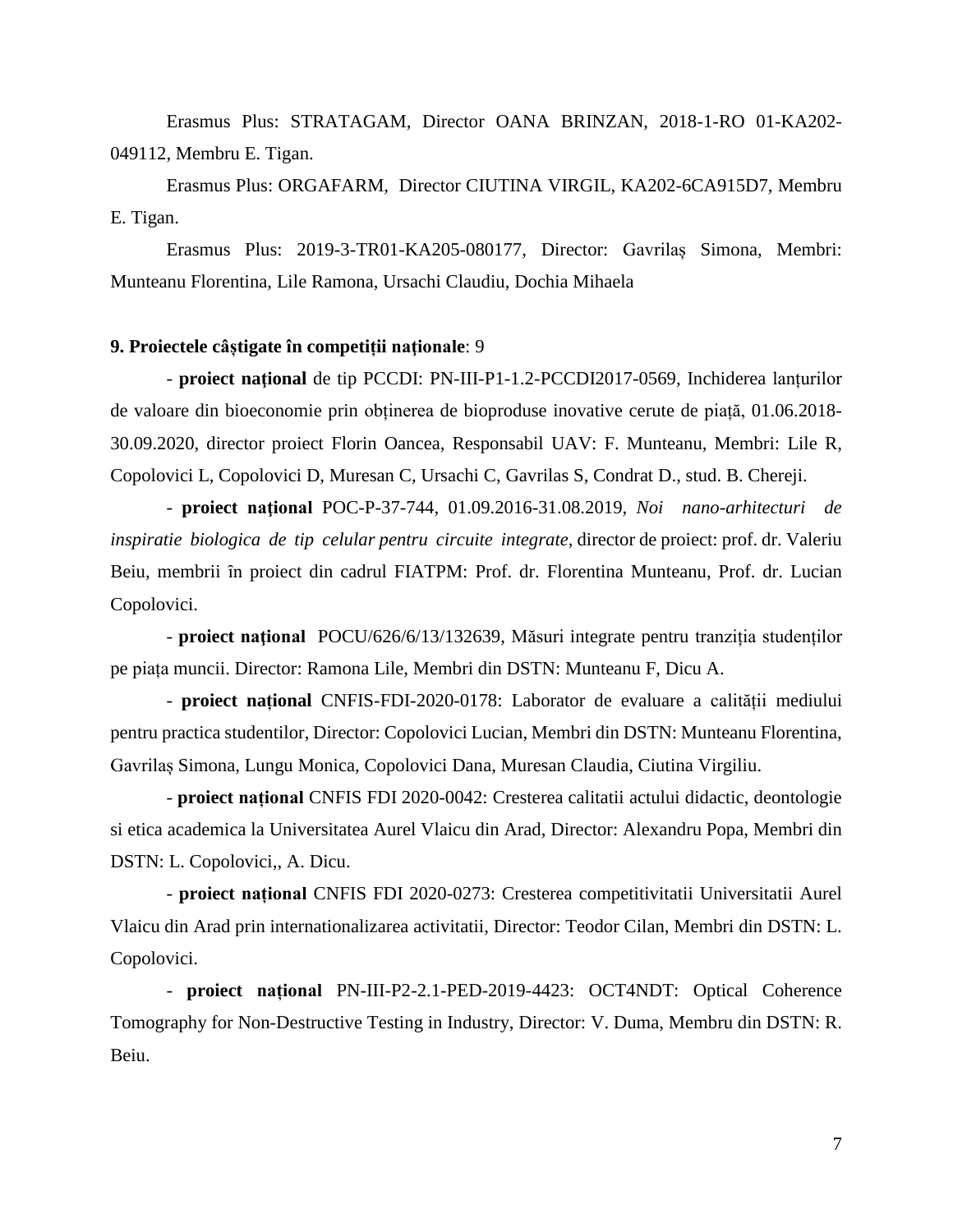Erasmus Plus: STRATAGAM, Director OANA BRINZAN, 2018-1-RO 01-KA202-049112, Membru E. Tigan.

Erasmus Plus: ORGAFARM, Director CIUTINA VIRGIL, KA202-6CA915D7, Membru E. Tigan.

Erasmus Plus: 2019-3-TR01-KA205-080177, Director: Gavrilaș Simona, Membri: Munteanu Florentina, Lile Ramona, Ursachi Claudiu, Dochia Mihaela

**9. Proiectele câștigate în competiții naționale**: 9

- **proiect național** de tip PCCDI: PN-III-P1-1.2-PCCDI2017-0569, Inchiderea lanțurilor de valoare din bioeconomie prin obținerea de bioproduse inovative cerute de piață, 01.06.2018-30.09.2020, director proiect Florin Oancea, Responsabil UAV: F. Munteanu, Membri: Lile R, Copolovici L, Copolovici D, Muresan C, Ursachi C, Gavrilas S, Condrat D., stud. B. Chereji.

- **proiect național** POC-P-37-744, 01.09.2016-31.08.2019, *Noi nano-arhitecturi de inspiratie biologica de tip celular pentru circuite integrate*, director de proiect: prof. dr. Valeriu Beiu, membrii în proiect din cadrul FIATPM: Prof. dr. Florentina Munteanu, Prof. dr. Lucian Copolovici.

- **proiect național** POCU/626/6/13/132639, Măsuri integrate pentru tranziția studenților pe piața muncii. Director: Ramona Lile, Membri din DSTN: Munteanu F, Dicu A.

- **proiect național** CNFIS-FDI-2020-0178: Laborator de evaluare a calității mediului pentru practica studentilor, Director: Copolovici Lucian, Membri din DSTN: Munteanu Florentina, Gavrilaș Simona, Lungu Monica, Copolovici Dana, Muresan Claudia, Ciutina Virgiliu.

- **proiect național** CNFIS FDI 2020-0042: Cresterea calitatii actului didactic, deontologie si etica academica la Universitatea Aurel Vlaicu din Arad, Director: Alexandru Popa, Membri din DSTN: L. Copolovici,, A. Dicu.

- **proiect național** CNFIS FDI 2020-0273: Cresterea competitivitatii Universitatii Aurel Vlaicu din Arad prin internationalizarea activitatii, Director: Teodor Cilan, Membri din DSTN: L. Copolovici.

- **proiect național** PN-III-P2-2.1-PED-2019-4423: OCT4NDT: Optical Coherence Tomography for Non-Destructive Testing in Industry, Director: V. Duma, Membru din DSTN: R. Beiu.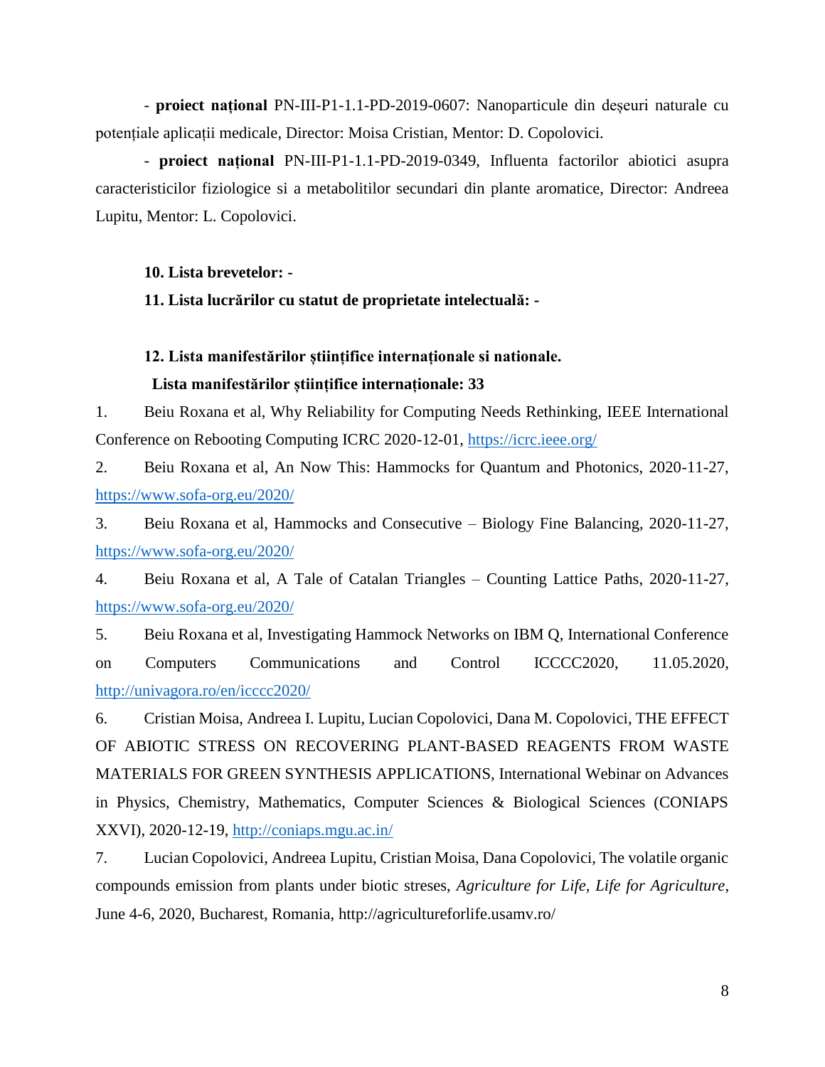- **proiect național** PN-III-P1-1.1-PD-2019-0607: Nanoparticule din deșeuri naturale cu potențiale aplicații medicale, Director: Moisa Cristian, Mentor: D. Copolovici.

- **proiect național** PN-III-P1-1.1-PD-2019-0349, Influenta factorilor abiotici asupra caracteristicilor fiziologice si a metabolitilor secundari din plante aromatice, Director: Andreea Lupitu, Mentor: L. Copolovici.

**10. Lista brevetelor: -**

**11. Lista lucrărilor cu statut de proprietate intelectuală: -**

**12. Lista manifestărilor științifice internaționale si nationale.**

**Lista manifestărilor științifice internaționale: 33**

1. Beiu Roxana et al, Why Reliability for Computing Needs Rethinking, IEEE International Conference on Rebooting Computing ICRC 2020-12-01, https://icrc.ieee.org/
2. Beiu Roxana et al, An Now This: Hammocks for Quantum and Photonics, 2020-11-27, https://www.sofa-org.eu/2020/
3. Beiu Roxana et al, Hammocks and Consecutive – Biology Fine Balancing, 2020-11-27, https://www.sofa-org.eu/2020/
4. Beiu Roxana et al, A Tale of Catalan Triangles – Counting Lattice Paths, 2020-11-27, https://www.sofa-org.eu/2020/
5. Beiu Roxana et al, Investigating Hammock Networks on IBM Q, International Conference on Computers Communications and Control ICCCC2020, 11.05.2020, http://univagora.ro/en/icccc2020/
6. Cristian Moisa, Andreea I. Lupitu, Lucian Copolovici, Dana M. Copolovici, THE EFFECT OF ABIOTIC STRESS ON RECOVERING PLANT-BASED REAGENTS FROM WASTE MATERIALS FOR GREEN SYNTHESIS APPLICATIONS, International Webinar on Advances in Physics, Chemistry, Mathematics, Computer Sciences & Biological Sciences (CONIAPS XXVI), 2020-12-19, http://coniaps.mgu.ac.in/
7. Lucian Copolovici, Andreea Lupitu, Cristian Moisa, Dana Copolovici, The volatile organic compounds emission from plants under biotic streses, *Agriculture for Life, Life for Agriculture*, June 4-6, 2020, Bucharest, Romania, http://agricultureforlife.usamv.ro/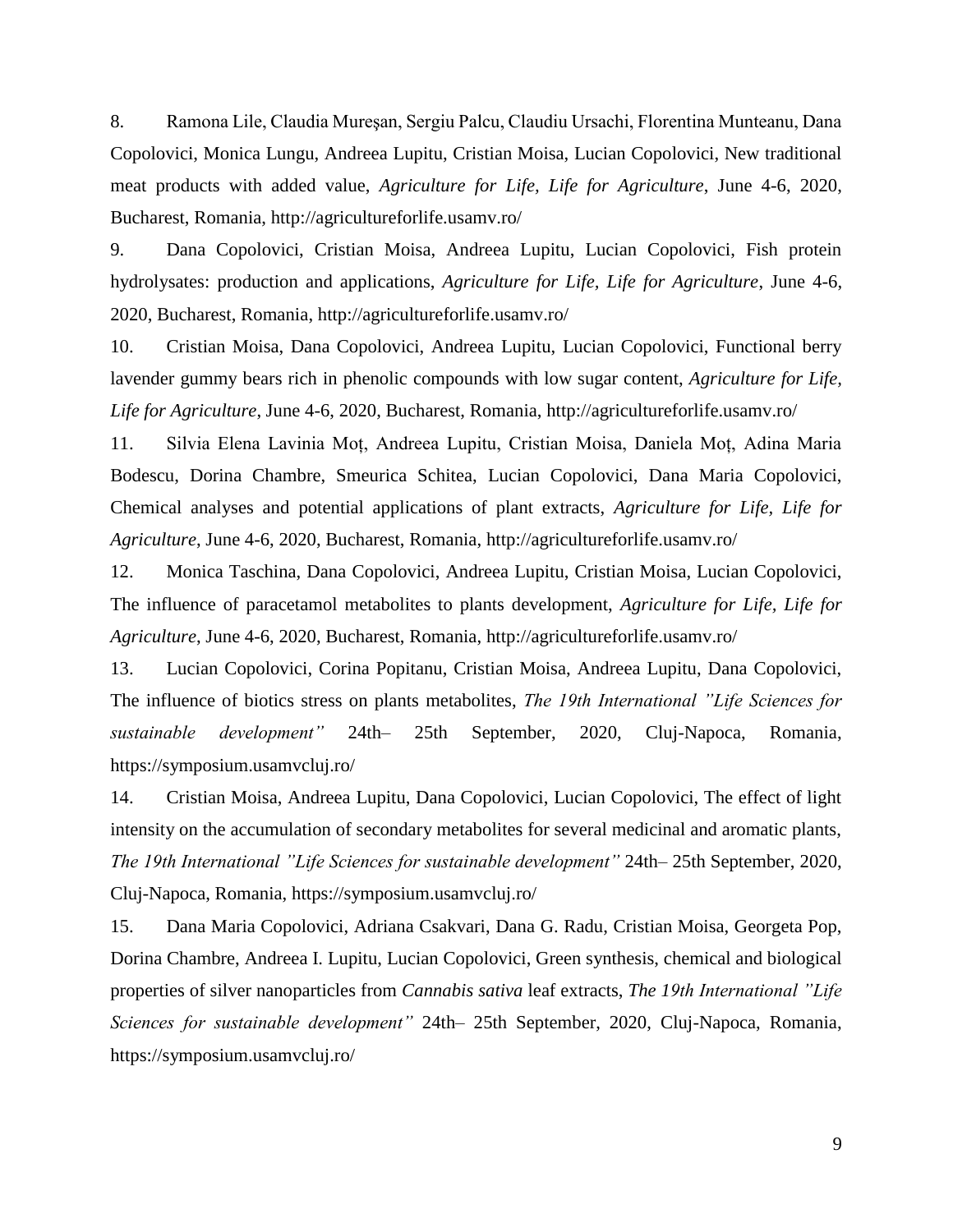8. Ramona Lile, Claudia Mureşan, Sergiu Palcu, Claudiu Ursachi, Florentina Munteanu, Dana Copolovici, Monica Lungu, Andreea Lupitu, Cristian Moisa, Lucian Copolovici, New traditional meat products with added value, *Agriculture for Life, Life for Agriculture*, June 4-6, 2020, Bucharest, Romania, http://agricultureforlife.usamv.ro/

9. Dana Copolovici, Cristian Moisa, Andreea Lupitu, Lucian Copolovici, Fish protein hydrolysates: production and applications, *Agriculture for Life, Life for Agriculture*, June 4-6, 2020, Bucharest, Romania, http://agricultureforlife.usamv.ro/

10. Cristian Moisa, Dana Copolovici, Andreea Lupitu, Lucian Copolovici, Functional berry lavender gummy bears rich in phenolic compounds with low sugar content, *Agriculture for Life, Life for Agriculture*, June 4-6, 2020, Bucharest, Romania, http://agricultureforlife.usamv.ro/

11. Silvia Elena Lavinia Moț, Andreea Lupitu, Cristian Moisa, Daniela Moț, Adina Maria Bodescu, Dorina Chambre, Smeurica Schitea, Lucian Copolovici, Dana Maria Copolovici, Chemical analyses and potential applications of plant extracts, *Agriculture for Life, Life for Agriculture*, June 4-6, 2020, Bucharest, Romania, http://agricultureforlife.usamv.ro/

12. Monica Taschina, Dana Copolovici, Andreea Lupitu, Cristian Moisa, Lucian Copolovici, The influence of paracetamol metabolites to plants development, *Agriculture for Life, Life for Agriculture*, June 4-6, 2020, Bucharest, Romania, http://agricultureforlife.usamv.ro/

13. Lucian Copolovici, Corina Popitanu, Cristian Moisa, Andreea Lupitu, Dana Copolovici, The influence of biotics stress on plants metabolites, *The 19th International "Life Sciences for sustainable development"* 24th– 25th September, 2020, Cluj-Napoca, Romania, https://symposium.usamvcluj.ro/

14. Cristian Moisa, Andreea Lupitu, Dana Copolovici, Lucian Copolovici, The effect of light intensity on the accumulation of secondary metabolites for several medicinal and aromatic plants, *The 19th International "Life Sciences for sustainable development"* 24th– 25th September, 2020, Cluj-Napoca, Romania, https://symposium.usamvcluj.ro/

15. Dana Maria Copolovici, Adriana Csakvari, Dana G. Radu, Cristian Moisa, Georgeta Pop, Dorina Chambre, Andreea I. Lupitu, Lucian Copolovici, Green synthesis, chemical and biological properties of silver nanoparticles from *Cannabis sativa* leaf extracts, *The 19th International "Life Sciences for sustainable development"* 24th– 25th September, 2020, Cluj-Napoca, Romania, https://symposium.usamvcluj.ro/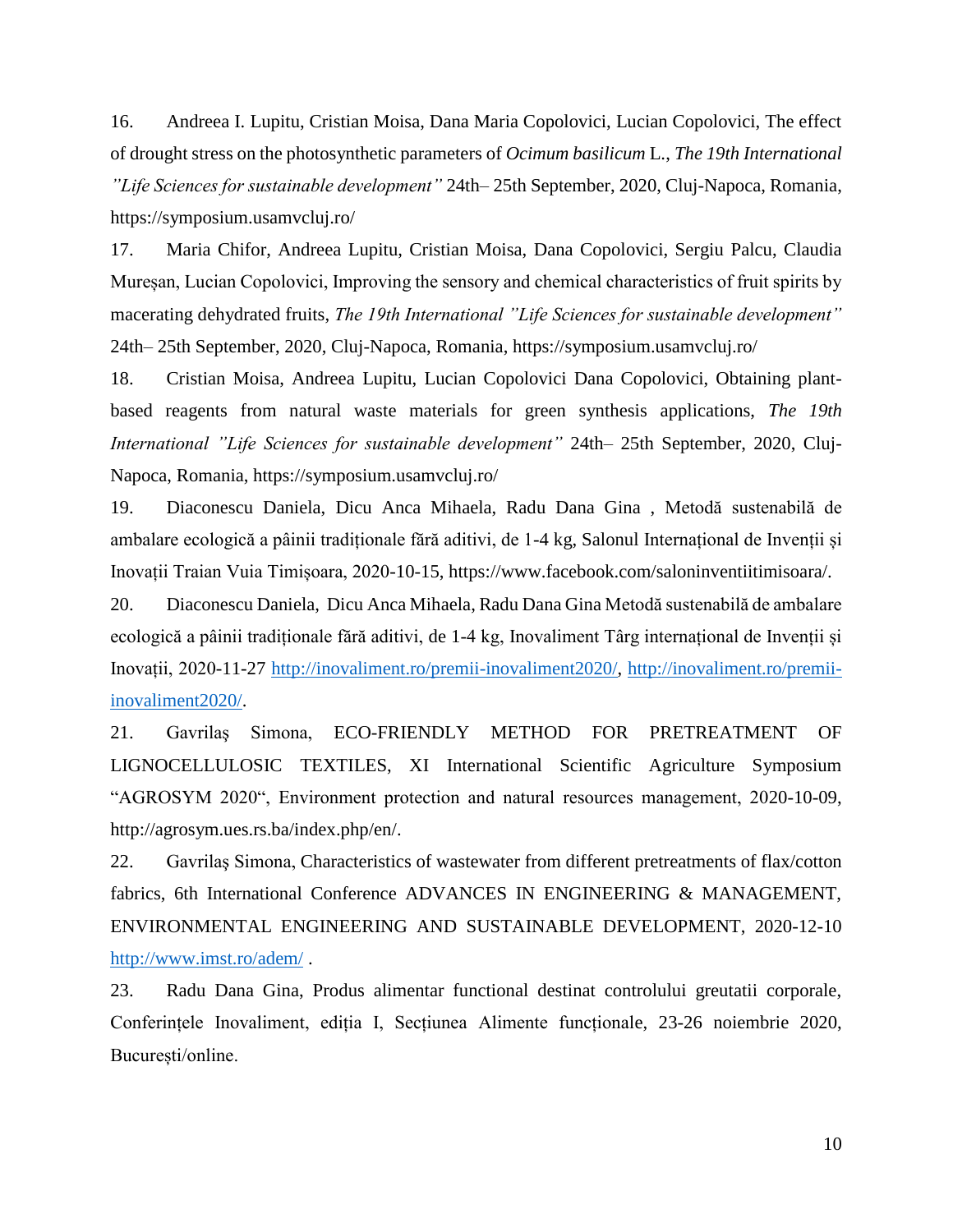16. Andreea I. Lupitu, Cristian Moisa, Dana Maria Copolovici, Lucian Copolovici, The effect of drought stress on the photosynthetic parameters of *Ocimum basilicum* L., *The 19th International "Life Sciences for sustainable development"* 24th– 25th September, 2020, Cluj-Napoca, Romania, https://symposium.usamvcluj.ro/

17. Maria Chifor, Andreea Lupitu, Cristian Moisa, Dana Copolovici, Sergiu Palcu, Claudia Mureșan, Lucian Copolovici, Improving the sensory and chemical characteristics of fruit spirits by macerating dehydrated fruits, *The 19th International "Life Sciences for sustainable development"* 24th– 25th September, 2020, Cluj-Napoca, Romania, https://symposium.usamvcluj.ro/

18. Cristian Moisa, Andreea Lupitu, Lucian Copolovici Dana Copolovici, Obtaining plant-based reagents from natural waste materials for green synthesis applications, *The 19th International "Life Sciences for sustainable development"* 24th– 25th September, 2020, Cluj-Napoca, Romania, https://symposium.usamvcluj.ro/

19. Diaconescu Daniela, Dicu Anca Mihaela, Radu Dana Gina , Metodă sustenabilă de ambalare ecologică a pâinii tradiționale fără aditivi, de 1-4 kg, Salonul Internațional de Invenții și Inovații Traian Vuia Timișoara, 2020-10-15, https://www.facebook.com/saloninventiitimisoara/.

20. Diaconescu Daniela, Dicu Anca Mihaela, Radu Dana Gina Metodă sustenabilă de ambalare ecologică a pâinii tradiționale fără aditivi, de 1-4 kg, Inovaliment Târg internațional de Invenții și Inovații, 2020-11-27 http://inovaliment.ro/premii-inovaliment2020/, http://inovaliment.ro/premii-inovaliment2020/.

21. Gavrilaş Simona, ECO-FRIENDLY METHOD FOR PRETREATMENT OF LIGNOCELLULOSIC TEXTILES, XI International Scientific Agriculture Symposium "AGROSYM 2020", Environment protection and natural resources management, 2020-10-09, http://agrosym.ues.rs.ba/index.php/en/.

22. Gavrilaş Simona, Characteristics of wastewater from different pretreatments of flax/cotton fabrics, 6th International Conference ADVANCES IN ENGINEERING & MANAGEMENT, ENVIRONMENTAL ENGINEERING AND SUSTAINABLE DEVELOPMENT, 2020-12-10 http://www.imst.ro/adem/ .

23. Radu Dana Gina, Produs alimentar functional destinat controlului greutatii corporale, Conferințele Inovaliment, ediția I, Secțiunea Alimente funcționale, 23-26 noiembrie 2020, București/online.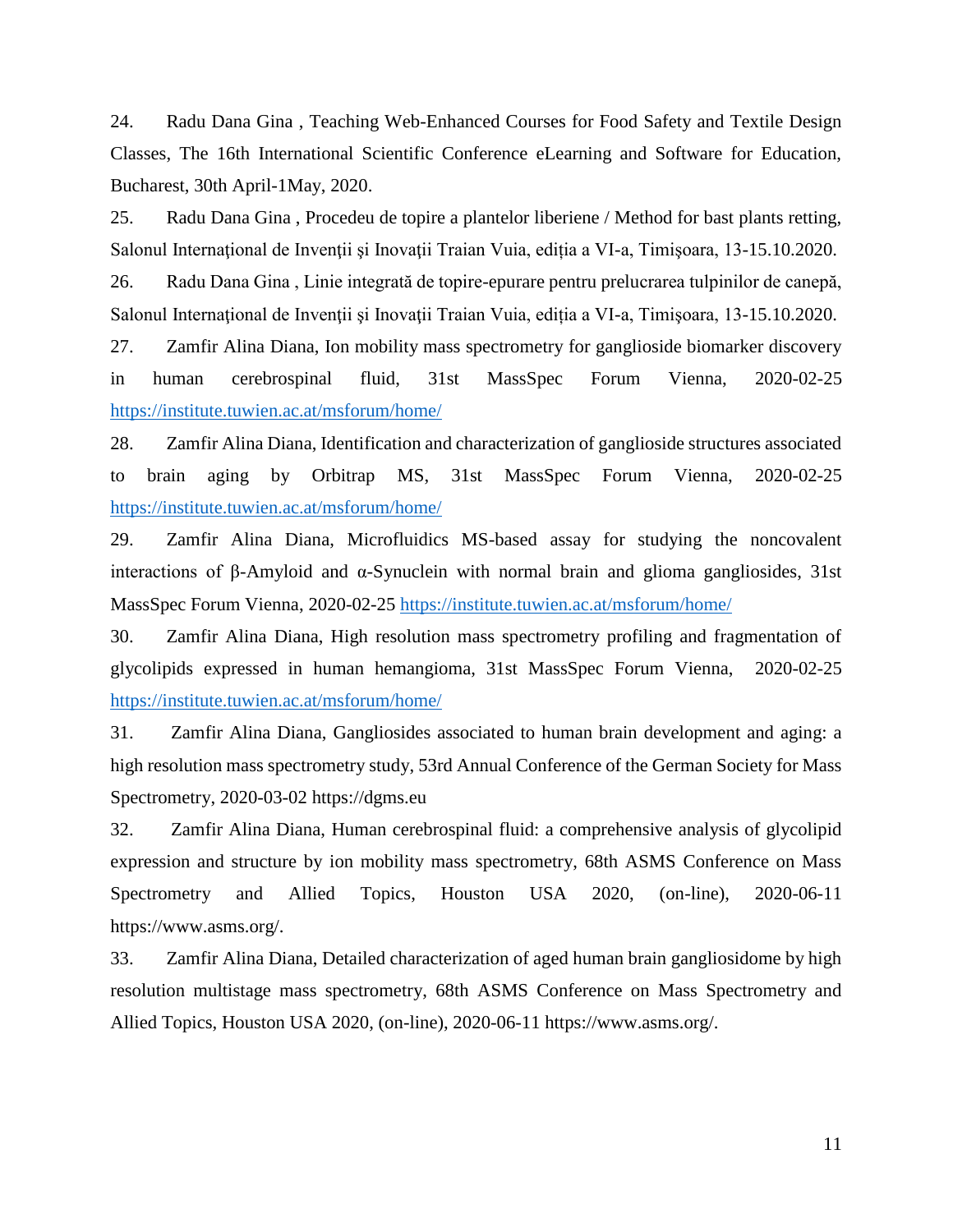24. Radu Dana Gina , Teaching Web-Enhanced Courses for Food Safety and Textile Design Classes, The 16th International Scientific Conference eLearning and Software for Education, Bucharest, 30th April-1May, 2020.

25. Radu Dana Gina , Procedeu de topire a plantelor liberiene / Method for bast plants retting, Salonul Internaţional de Invenţii şi Inovaţii Traian Vuia, ediția a VI-a, Timişoara, 13-15.10.2020.

26. Radu Dana Gina , Linie integrată de topire-epurare pentru prelucrarea tulpinilor de canepă, Salonul Internaţional de Invenţii şi Inovaţii Traian Vuia, ediția a VI-a, Timişoara, 13-15.10.2020.

27. Zamfir Alina Diana, Ion mobility mass spectrometry for ganglioside biomarker discovery in human cerebrospinal fluid, 31st MassSpec Forum Vienna, 2020-02-25 https://institute.tuwien.ac.at/msforum/home/

28. Zamfir Alina Diana, Identification and characterization of ganglioside structures associated to brain aging by Orbitrap MS, 31st MassSpec Forum Vienna, 2020-02-25 https://institute.tuwien.ac.at/msforum/home/

29. Zamfir Alina Diana, Microfluidics MS-based assay for studying the noncovalent interactions of β-Amyloid and α-Synuclein with normal brain and glioma gangliosides, 31st MassSpec Forum Vienna, 2020-02-25 https://institute.tuwien.ac.at/msforum/home/

30. Zamfir Alina Diana, High resolution mass spectrometry profiling and fragmentation of glycolipids expressed in human hemangioma, 31st MassSpec Forum Vienna, 2020-02-25 https://institute.tuwien.ac.at/msforum/home/

31. Zamfir Alina Diana, Gangliosides associated to human brain development and aging: a high resolution mass spectrometry study, 53rd Annual Conference of the German Society for Mass Spectrometry, 2020-03-02 https://dgms.eu

32. Zamfir Alina Diana, Human cerebrospinal fluid: a comprehensive analysis of glycolipid expression and structure by ion mobility mass spectrometry, 68th ASMS Conference on Mass Spectrometry and Allied Topics, Houston USA 2020, (on-line), 2020-06-11 https://www.asms.org/.

33. Zamfir Alina Diana, Detailed characterization of aged human brain gangliosidome by high resolution multistage mass spectrometry, 68th ASMS Conference on Mass Spectrometry and Allied Topics, Houston USA 2020, (on-line), 2020-06-11 https://www.asms.org/.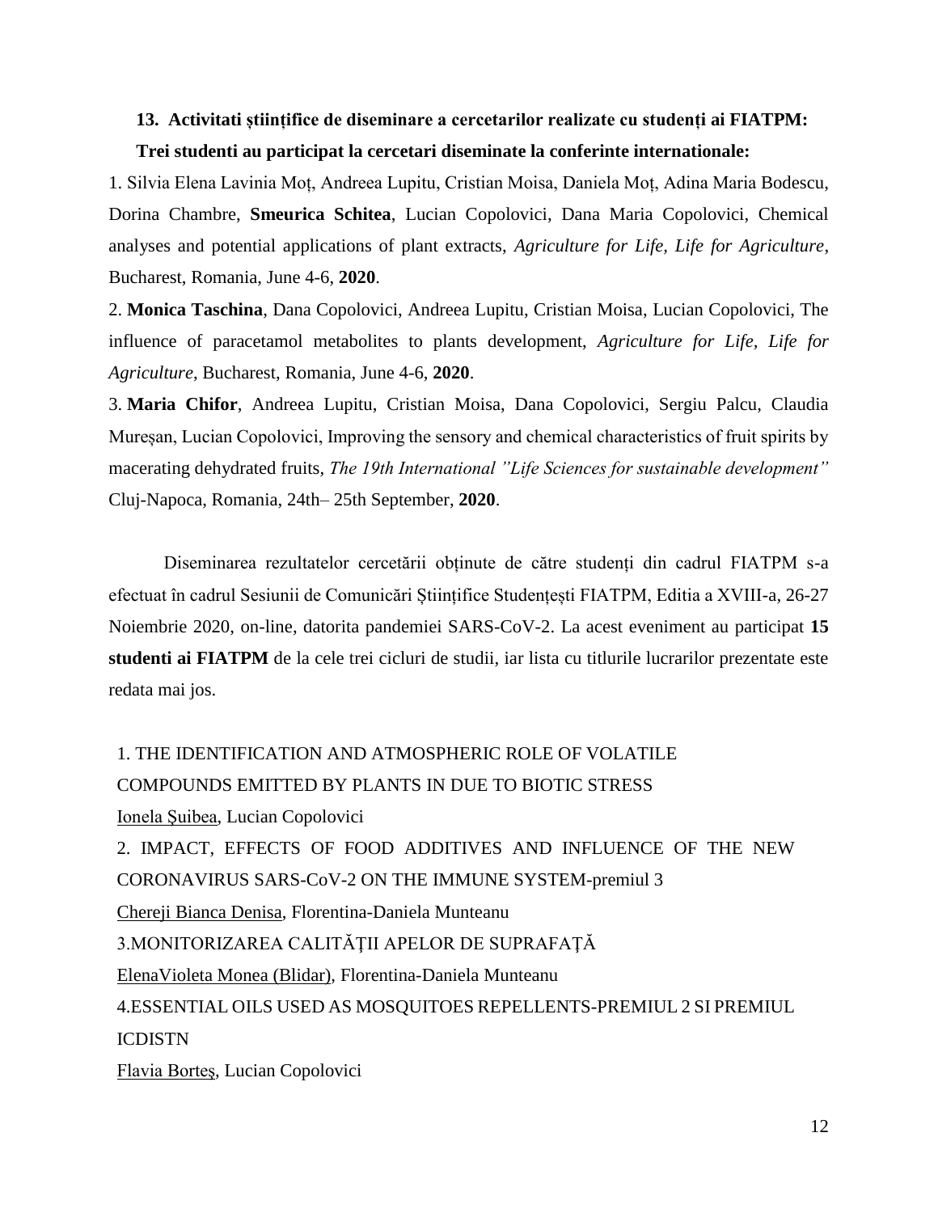**13. Activitati științifice de diseminare a cercetarilor realizate cu studenți ai FIATPM:**

**Trei studenti au participat la cercetari diseminate la conferinte internationale:**

1. Silvia Elena Lavinia Moț, Andreea Lupitu, Cristian Moisa, Daniela Moț, Adina Maria Bodescu, Dorina Chambre, **Smeurica Schitea**, Lucian Copolovici, Dana Maria Copolovici, Chemical analyses and potential applications of plant extracts, *Agriculture for Life, Life for Agriculture*, Bucharest, Romania, June 4-6, **2020**.

2. **Monica Taschina**, Dana Copolovici, Andreea Lupitu, Cristian Moisa, Lucian Copolovici, The influence of paracetamol metabolites to plants development, *Agriculture for Life, Life for Agriculture*, Bucharest, Romania, June 4-6, **2020**.

3. **Maria Chifor**, Andreea Lupitu, Cristian Moisa, Dana Copolovici, Sergiu Palcu, Claudia Mureșan, Lucian Copolovici, Improving the sensory and chemical characteristics of fruit spirits by macerating dehydrated fruits, *The 19th International "Life Sciences for sustainable development"* Cluj-Napoca, Romania, 24th– 25th September, **2020**.

Diseminarea rezultatelor cercetării obținute de către studenți din cadrul FIATPM s-a efectuat în cadrul Sesiunii de Comunicări Științifice Studențești FIATPM, Editia a XVIII-a, 26-27 Noiembrie 2020, on-line, datorita pandemiei SARS-CoV-2. La acest eveniment au participat **15 studenti ai FIATPM** de la cele trei cicluri de studii, iar lista cu titlurile lucrarilor prezentate este redata mai jos.

1. THE IDENTIFICATION AND ATMOSPHERIC ROLE OF VOLATILE COMPOUNDS EMITTED BY PLANTS IN DUE TO BIOTIC STRESS
Ionela Şuibea, Lucian Copolovici

2. IMPACT, EFFECTS OF FOOD ADDITIVES AND INFLUENCE OF THE NEW CORONAVIRUS SARS-CoV-2 ON THE IMMUNE SYSTEM-premiul 3
Chereji Bianca Denisa, Florentina-Daniela Munteanu

3.MONITORIZAREA CALITĂŢII APELOR DE SUPRAFAŢĂ
ElenaVioleta Monea (Blidar), Florentina-Daniela Munteanu

4.ESSENTIAL OILS USED AS MOSQUITOES REPELLENTS-PREMIUL 2 SI PREMIUL ICDISTN
Flavia Borteş, Lucian Copolovici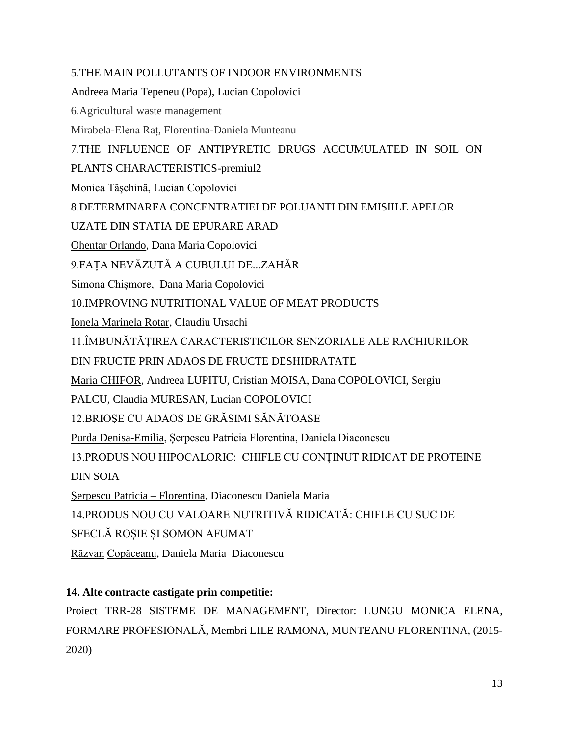5.THE MAIN POLLUTANTS OF INDOOR ENVIRONMENTS

Andreea Maria Tepeneu (Popa), Lucian Copolovici

6.Agricultural waste management

Mirabela-Elena Raţ, Florentina-Daniela Munteanu

7.THE INFLUENCE OF ANTIPYRETIC DRUGS ACCUMULATED IN SOIL ON PLANTS CHARACTERISTICS-premiul2

Monica Tăşchină, Lucian Copolovici

8.DETERMINAREA CONCENTRATIEI DE POLUANTI DIN EMISIILE APELOR UZATE DIN STATIA DE EPURARE ARAD

Ohentar Orlando, Dana Maria Copolovici

9.FAȚA NEVĂZUTĂ A CUBULUI DE...ZAHĂR

Simona Chişmore, Dana Maria Copolovici

10.IMPROVING NUTRITIONAL VALUE OF MEAT PRODUCTS

Ionela Marinela Rotar, Claudiu Ursachi

11.ÎMBUNĂTĂȚIREA CARACTERISTICILOR SENZORIALE ALE RACHIURILOR DIN FRUCTE PRIN ADAOS DE FRUCTE DESHIDRATATE

Maria CHIFOR, Andreea LUPITU, Cristian MOISA, Dana COPOLOVICI, Sergiu PALCU, Claudia MURESAN, Lucian COPOLOVICI

12.BRIOȘE CU ADAOS DE GRĂSIMI SĂNĂTOASE

Purda Denisa-Emilia, Șerpescu Patricia Florentina, Daniela Diaconescu

13.PRODUS NOU HIPOCALORIC: CHIFLE CU CONȚINUT RIDICAT DE PROTEINE DIN SOIA

Şerpescu Patricia – Florentina, Diaconescu Daniela Maria

14.PRODUS NOU CU VALOARE NUTRITIVĂ RIDICATĂ: CHIFLE CU SUC DE SFECLĂ ROȘIE ȘI SOMON AFUMAT

Răzvan Copăceanu, Daniela Maria Diaconescu

**14. Alte contracte castigate prin competitie:**

Proiect TRR-28 SISTEME DE MANAGEMENT, Director: LUNGU MONICA ELENA, FORMARE PROFESIONALĂ, Membri LILE RAMONA, MUNTEANU FLORENTINA, (2015-2020)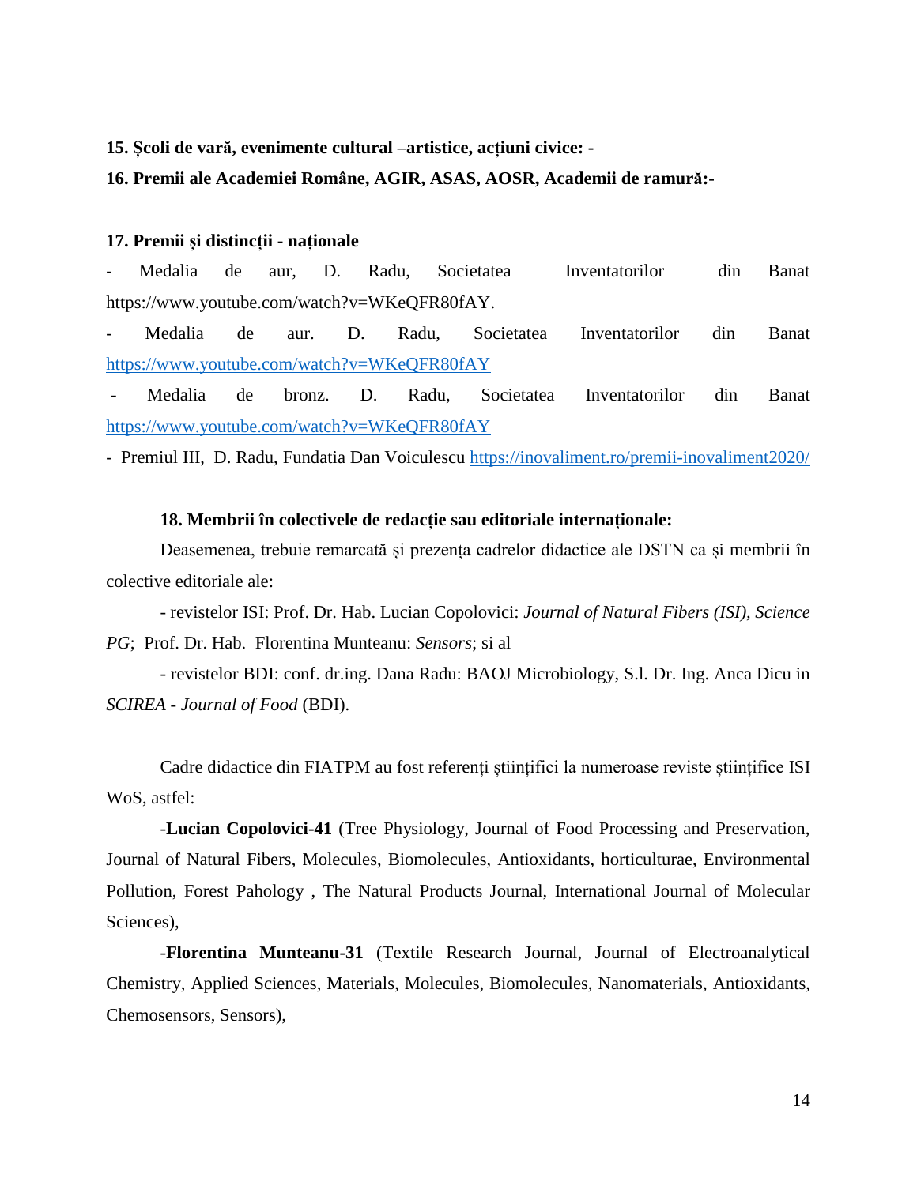**15. Școli de vară, evenimente cultural –artistice, acțiuni civice: -**

**16. Premii ale Academiei Române, AGIR, ASAS, AOSR, Academii de ramură:-**

**17. Premii și distincții - naționale**

- Medalia de aur, D. Radu, Societatea Inventatorilor din Banat https://www.youtube.com/watch?v=WKeQFR80fAY.
- Medalia de aur. D. Radu, Societatea Inventatorilor din Banat https://www.youtube.com/watch?v=WKeQFR80fAY
- Medalia de bronz. D. Radu, Societatea Inventatorilor din Banat https://www.youtube.com/watch?v=WKeQFR80fAY
- Premiul III, D. Radu, Fundatia Dan Voiculescu https://inovaliment.ro/premii-inovaliment2020/

**18. Membrii în colectivele de redacție sau editoriale internaționale:**

Deasemenea, trebuie remarcată și prezența cadrelor didactice ale DSTN ca și membrii în colective editoriale ale:

- revistelor ISI: Prof. Dr. Hab. Lucian Copolovici: *Journal of Natural Fibers (ISI), Science PG*; Prof. Dr. Hab. Florentina Munteanu: *Sensors*; si al

- revistelor BDI: conf. dr.ing. Dana Radu: BAOJ Microbiology, S.l. Dr. Ing. Anca Dicu in *SCIREA - Journal of Food* (BDI).

Cadre didactice din FIATPM au fost referenți științifici la numeroase reviste științifice ISI WoS, astfel:

-**Lucian Copolovici-41** (Tree Physiology, Journal of Food Processing and Preservation, Journal of Natural Fibers, Molecules, Biomolecules, Antioxidants, horticulturae, Environmental Pollution, Forest Pahology , The Natural Products Journal, International Journal of Molecular Sciences),

-**Florentina Munteanu-31** (Textile Research Journal, Journal of Electroanalytical Chemistry, Applied Sciences, Materials, Molecules, Biomolecules, Nanomaterials, Antioxidants, Chemosensors, Sensors),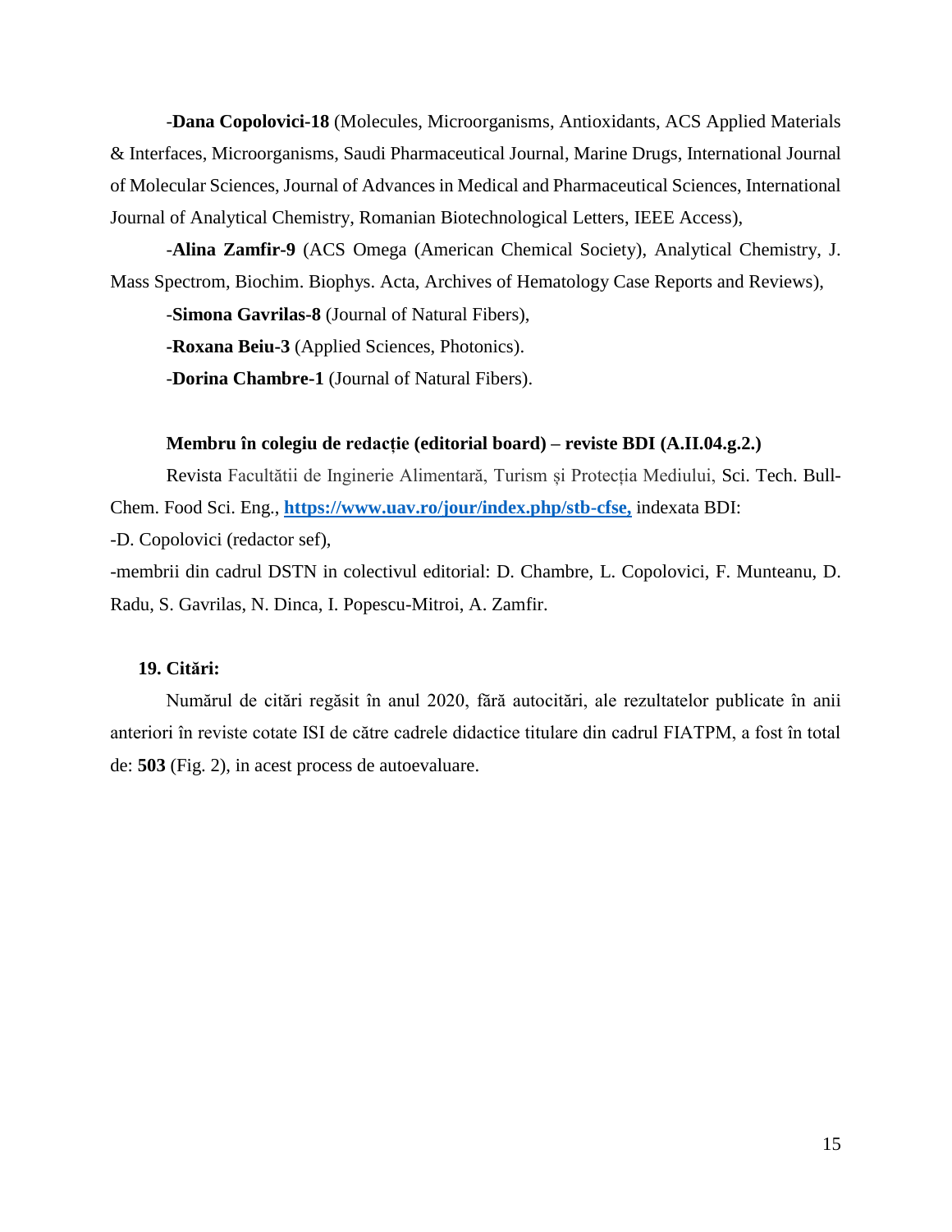-**Dana Copolovici-18** (Molecules, Microorganisms, Antioxidants, ACS Applied Materials & Interfaces, Microorganisms, Saudi Pharmaceutical Journal, Marine Drugs, International Journal of Molecular Sciences, Journal of Advances in Medical and Pharmaceutical Sciences, International Journal of Analytical Chemistry, Romanian Biotechnological Letters, IEEE Access),

-**Alina Zamfir-9** (ACS Omega (American Chemical Society), Analytical Chemistry, J. Mass Spectrom, Biochim. Biophys. Acta, Archives of Hematology Case Reports and Reviews),

-**Simona Gavrilas-8** (Journal of Natural Fibers),

**-Roxana Beiu-3** (Applied Sciences, Photonics).

-**Dorina Chambre-1** (Journal of Natural Fibers).

**Membru în colegiu de redacție (editorial board) – reviste BDI (A.II.04.g.2.)**

Revista Facultătii de Inginerie Alimentară, Turism și Protecția Mediului, Sci. Tech. Bull-Chem. Food Sci. Eng., **https://www.uav.ro/jour/index.php/stb-cfse,** indexata BDI:

-D. Copolovici (redactor sef),

-membrii din cadrul DSTN in colectivul editorial: D. Chambre, L. Copolovici, F. Munteanu, D. Radu, S. Gavrilas, N. Dinca, I. Popescu-Mitroi, A. Zamfir.

**19. Citări:**

Numărul de citări regăsit în anul 2020, fără autocitări, ale rezultatelor publicate în anii anteriori în reviste cotate ISI de către cadrele didactice titulare din cadrul FIATPM, a fost în total de: **503** (Fig. 2), in acest process de autoevaluare.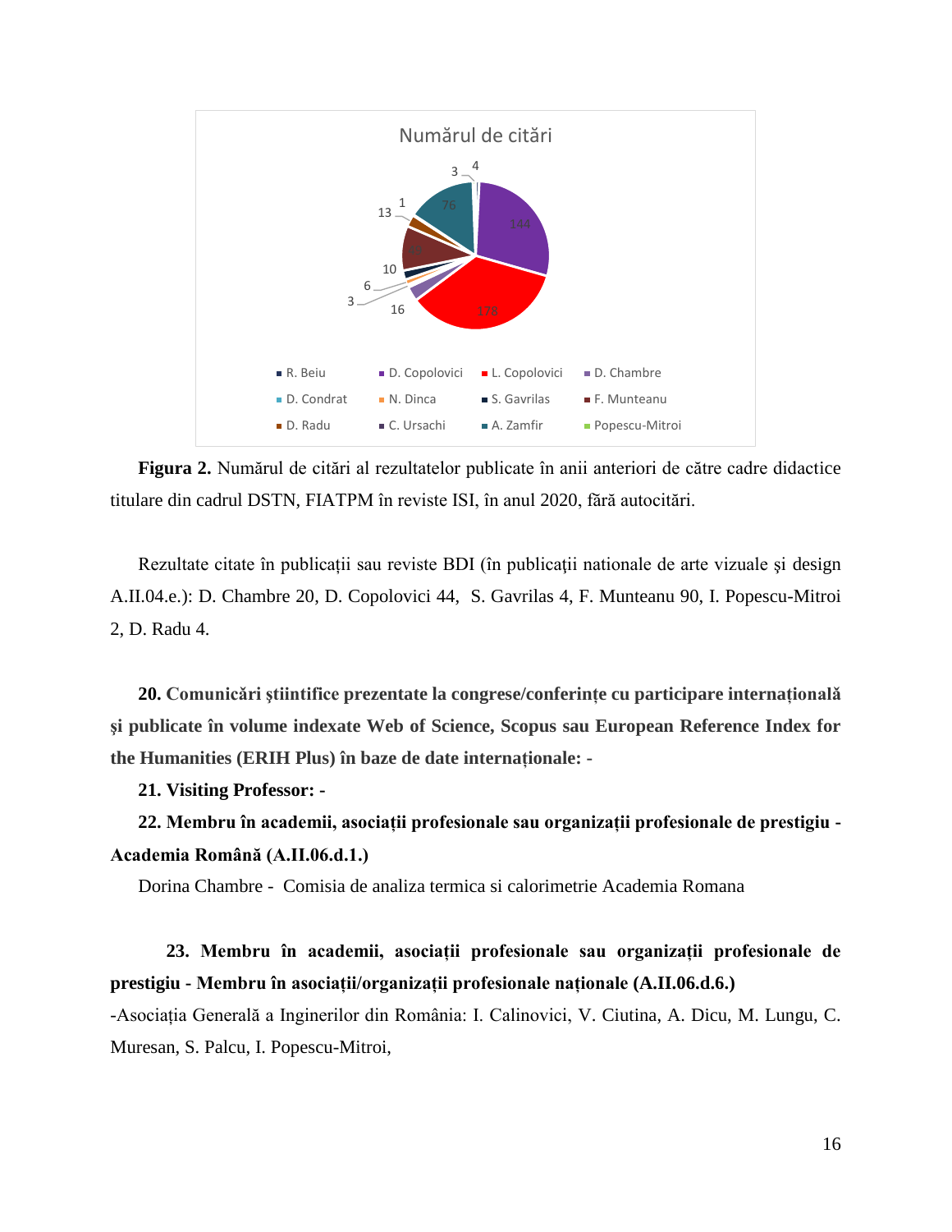**Figura 2.** Numărul de citări al rezultatelor publicate în anii anteriori de către cadre didactice titulare din cadrul DSTN, FIATPM în reviste ISI, în anul 2020, fără autocitări.

Rezultate citate în publicaţii sau reviste BDI (în publicaţii nationale de arte vizuale şi design A.II.04.e.): D. Chambre 20, D. Copolovici 44, S. Gavrilas 4, F. Munteanu 90, I. Popescu-Mitroi 2, D. Radu 4.

**20. Comunicări ştiintifice prezentate la congrese/conferințe cu participare internațională şi publicate în volume indexate Web of Science, Scopus sau European Reference Index for the Humanities (ERIH Plus) în baze de date internaționale: -**

**21. Visiting Professor: -**

**22. Membru în academii, asociații profesionale sau organizații profesionale de prestigiu - Academia Română (A.II.06.d.1.)**

Dorina Chambre - Comisia de analiza termica si calorimetrie Academia Romana

**23. Membru în academii, asociații profesionale sau organizații profesionale de prestigiu - Membru în asociații/organizații profesionale naționale (A.II.06.d.6.)**

-Asociația Generală a Inginerilor din România: I. Calinovici, V. Ciutina, A. Dicu, M. Lungu, C. Muresan, S. Palcu, I. Popescu-Mitroi,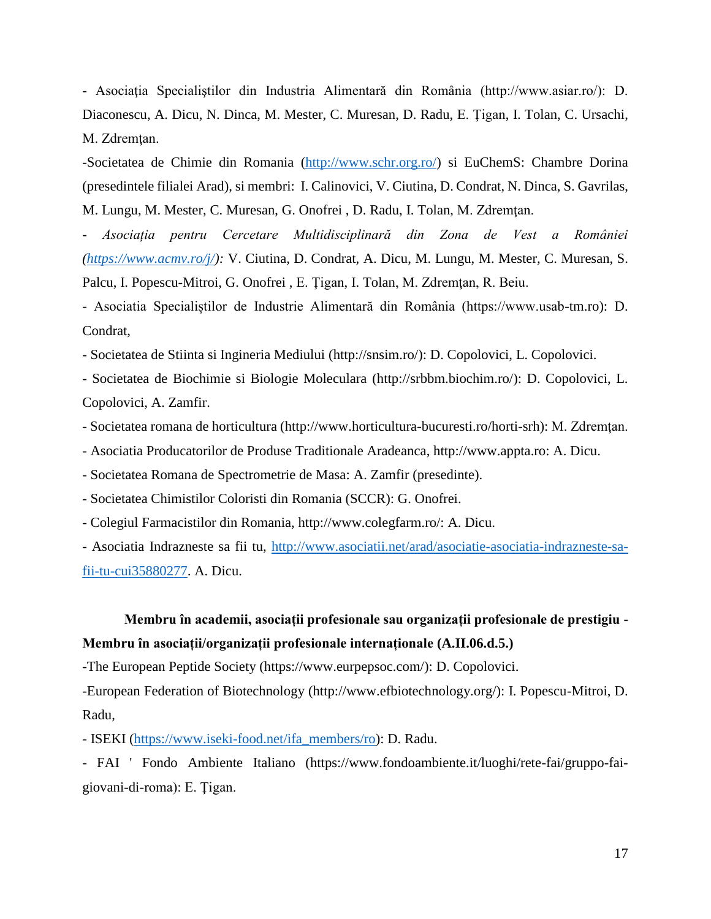- Asociația Specialiștilor din Industria Alimentară din România (http://www.asiar.ro/): D. Diaconescu, A. Dicu, N. Dinca, M. Mester, C. Muresan, D. Radu, E. Țigan, I. Tolan, C. Ursachi, M. Zdremțan.

-Societatea de Chimie din Romania (http://www.schr.org.ro/) si EuChemS: Chambre Dorina (presedintele filialei Arad), si membri: I. Calinovici, V. Ciutina, D. Condrat, N. Dinca, S. Gavrilas, M. Lungu, M. Mester, C. Muresan, G. Onofrei , D. Radu, I. Tolan, M. Zdremțan.

- *Asociația pentru Cercetare Multidisciplinară din Zona de Vest a României (https://www.acmv.ro/j/):* V. Ciutina, D. Condrat, A. Dicu, M. Lungu, M. Mester, C. Muresan, S. Palcu, I. Popescu-Mitroi, G. Onofrei , E. Țigan, I. Tolan, M. Zdremțan, R. Beiu.

- Asociatia Specialiștilor de Industrie Alimentară din România (https://www.usab-tm.ro): D. Condrat,

- Societatea de Stiinta si Ingineria Mediului (http://snsim.ro/): D. Copolovici, L. Copolovici.

- Societatea de Biochimie si Biologie Moleculara (http://srbbm.biochim.ro/): D. Copolovici, L. Copolovici, A. Zamfir.

- Societatea romana de horticultura (http://www.horticultura-bucuresti.ro/horti-srh): M. Zdremțan.

- Asociatia Producatorilor de Produse Traditionale Aradeanca, http://www.appta.ro: A. Dicu.

- Societatea Romana de Spectrometrie de Masa: A. Zamfir (presedinte).

- Societatea Chimistilor Coloristi din Romania (SCCR): G. Onofrei.

- Colegiul Farmacistilor din Romania, http://www.colegfarm.ro/: A. Dicu.

- Asociatia Indrazneste sa fii tu, http://www.asociatii.net/arad/asociatie-asociatia-indrazneste-sa-fii-tu-cui35880277. A. Dicu.

**Membru în academii, asociații profesionale sau organizații profesionale de prestigiu - Membru în asociații/organizații profesionale internaționale (A.II.06.d.5.)**

-The European Peptide Society (https://www.eurpepsoc.com/): D. Copolovici.

-European Federation of Biotechnology (http://www.efbiotechnology.org/): I. Popescu-Mitroi, D. Radu,

- ISEKI (https://www.iseki-food.net/ifa_members/ro): D. Radu.

- FAI ' Fondo Ambiente Italiano (https://www.fondoambiente.it/luoghi/rete-fai/gruppo-fai-giovani-di-roma): E. Țigan.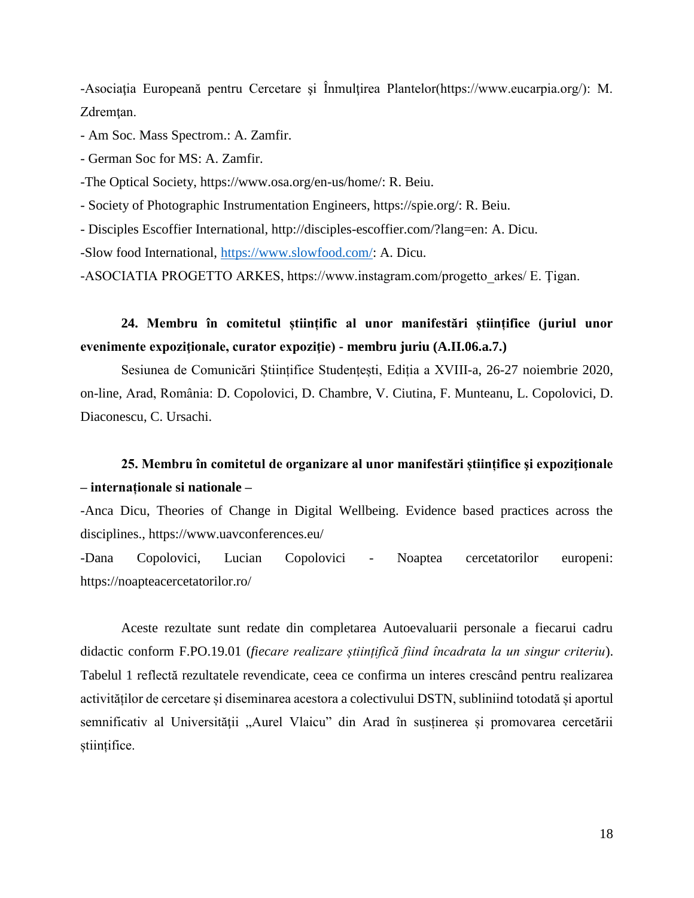-Asociaţia Europeană pentru Cercetare şi Înmulţirea Plantelor(https://www.eucarpia.org/): M. Zdremţan.

- Am Soc. Mass Spectrom.: A. Zamfir.

- German Soc for MS: A. Zamfir.

-The Optical Society, https://www.osa.org/en-us/home/: R. Beiu.

- Society of Photographic Instrumentation Engineers, https://spie.org/: R. Beiu.

- Disciples Escoffier International, http://disciples-escoffier.com/?lang=en: A. Dicu.

-Slow food International, https://www.slowfood.com/: A. Dicu.

-ASOCIATIA PROGETTO ARKES, https://www.instagram.com/progetto_arkes/ E. Ţigan.

**24. Membru în comitetul științific al unor manifestări științifice (juriul unor evenimente expoziționale, curator expoziție) - membru juriu (A.II.06.a.7.)**

Sesiunea de Comunicări Științifice Studențești, Ediția a XVIII-a, 26-27 noiembrie 2020, on-line, Arad, România: D. Copolovici, D. Chambre, V. Ciutina, F. Munteanu, L. Copolovici, D. Diaconescu, C. Ursachi.

**25. Membru în comitetul de organizare al unor manifestări științifice şi expoziţionale – internaționale si nationale –**

-Anca Dicu, Theories of Change in Digital Wellbeing. Evidence based practices across the disciplines., https://www.uavconferences.eu/

-Dana Copolovici, Lucian Copolovici - Noaptea cercetatorilor europeni: https://noapteacercetatorilor.ro/

Aceste rezultate sunt redate din completarea Autoevaluarii personale a fiecarui cadru didactic conform F.PO.19.01 (*fiecare realizare științifică fiind încadrata la un singur criteriu*). Tabelul 1 reflectă rezultatele revendicate, ceea ce confirma un interes crescând pentru realizarea activităților de cercetare și diseminarea acestora a colectivului DSTN, subliniind totodată și aportul semnificativ al Universității „Aurel Vlaicu" din Arad în susținerea și promovarea cercetării științifice.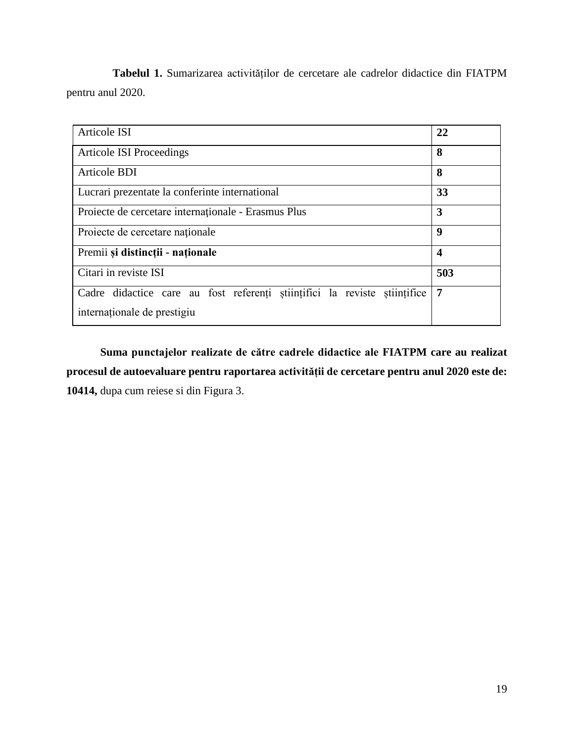**Tabelul 1.** Sumarizarea activităților de cercetare ale cadrelor didactice din FIATPM pentru anul 2020.

| | |
|---|---|
| Articole ISI | **22** |
| Articole ISI Proceedings | **8** |
| Articole BDI | **8** |
| Lucrari prezentate la conferinte international | **33** |
| Proiecte de cercetare internaţionale - Erasmus Plus | **3** |
| Proiecte de cercetare naţionale | **9** |
| Premii **și distincții - naționale** | **4** |
| Citari in reviste ISI | **503** |
| Cadre didactice care au fost referenți științifici la reviste științifice internaționale de prestigiu | **7** |

**Suma punctajelor realizate de către cadrele didactice ale FIATPM care au realizat procesul de autoevaluare pentru raportarea activității de cercetare pentru anul 2020 este de: 10414,** dupa cum reiese si din Figura 3.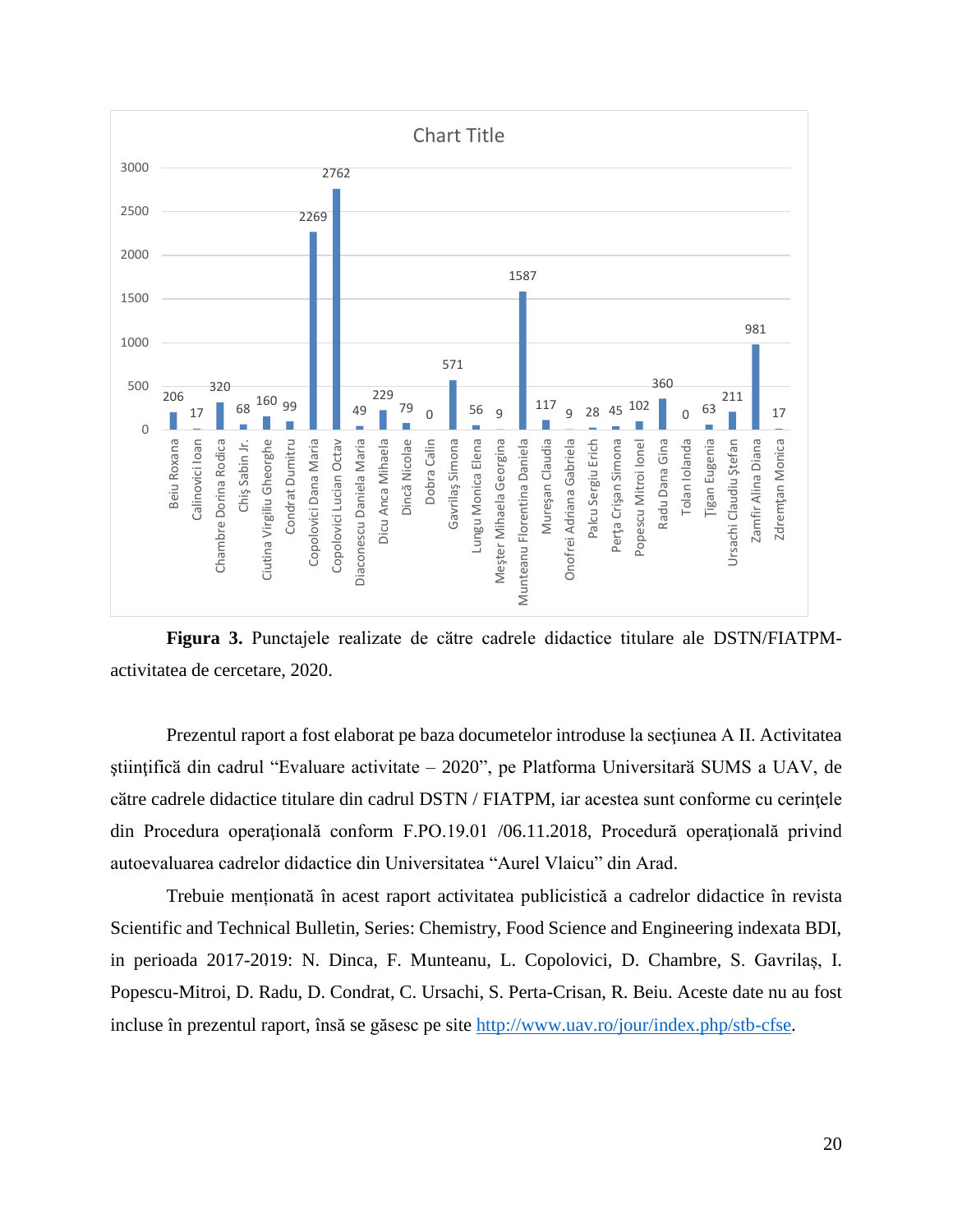Chart Title

| Cadru didactic | Punctaj |
|---|---|
| Beiu Roxana | 206 |
| Calinovici Ioan | 17 |
| Chambre Dorina Rodica | 320 |
| Chiş Sabin Jr. | 68 |
| Ciutina Virgiliu Gheorghe | 160 |
| Condrat Dumitru | 99 |
| Copolovici Dana Maria | 2269 |
| Copolovici Lucian Octav | 2762 |
| Diaconescu Daniela Maria | 49 |
| Dicu Anca Mihaela | 229 |
| Dincă Nicolae | 79 |
| Dobra Calin | 0 |
| Gavrilaş Simona | 571 |
| Lungu Monica Elena | 56 |
| Meşter Mihaela Georgina | 9 |
| Munteanu Florentina Daniela | 1587 |
| Mureşan Claudia | 117 |
| Onofrei Adriana Gabriela | 9 |
| Palcu Sergiu Erich | 28 |
| Perţa Crişan Simona | 45 |
| Popescu Mitroi Ionel | 102 |
| Radu Dana Gina | 360 |
| Tolan Iolanda | 0 |
| Ţigan Eugenia | 63 |
| Ursachi Claudiu Ştefan | 211 |
| Zamfir Alina Diana | 981 |
| Zdremţan Monica | 17 |

**Figura 3.** Punctajele realizate de către cadrele didactice titulare ale DSTN/FIATPM- activitatea de cercetare, 2020.

Prezentul raport a fost elaborat pe baza documetelor introduse la secţiunea A II. Activitatea ştiinţifică din cadrul "Evaluare activitate – 2020", pe Platforma Universitară SUMS a UAV, de către cadrele didactice titulare din cadrul DSTN / FIATPM, iar acestea sunt conforme cu cerinţele din Procedura operaţională conform F.PO.19.01 /06.11.2018, Procedură operaţională privind autoevaluarea cadrelor didactice din Universitatea "Aurel Vlaicu" din Arad.

Trebuie menţionată în acest raport activitatea publicistică a cadrelor didactice în revista Scientific and Technical Bulletin, Series: Chemistry, Food Science and Engineering indexata BDI, in perioada 2017-2019: N. Dinca, F. Munteanu, L. Copolovici, D. Chambre, S. Gavrilaș, I. Popescu-Mitroi, D. Radu, D. Condrat, C. Ursachi, S. Perta-Crisan, R. Beiu. Aceste date nu au fost incluse în prezentul raport, însă se găsesc pe site http://www.uav.ro/jour/index.php/stb-cfse.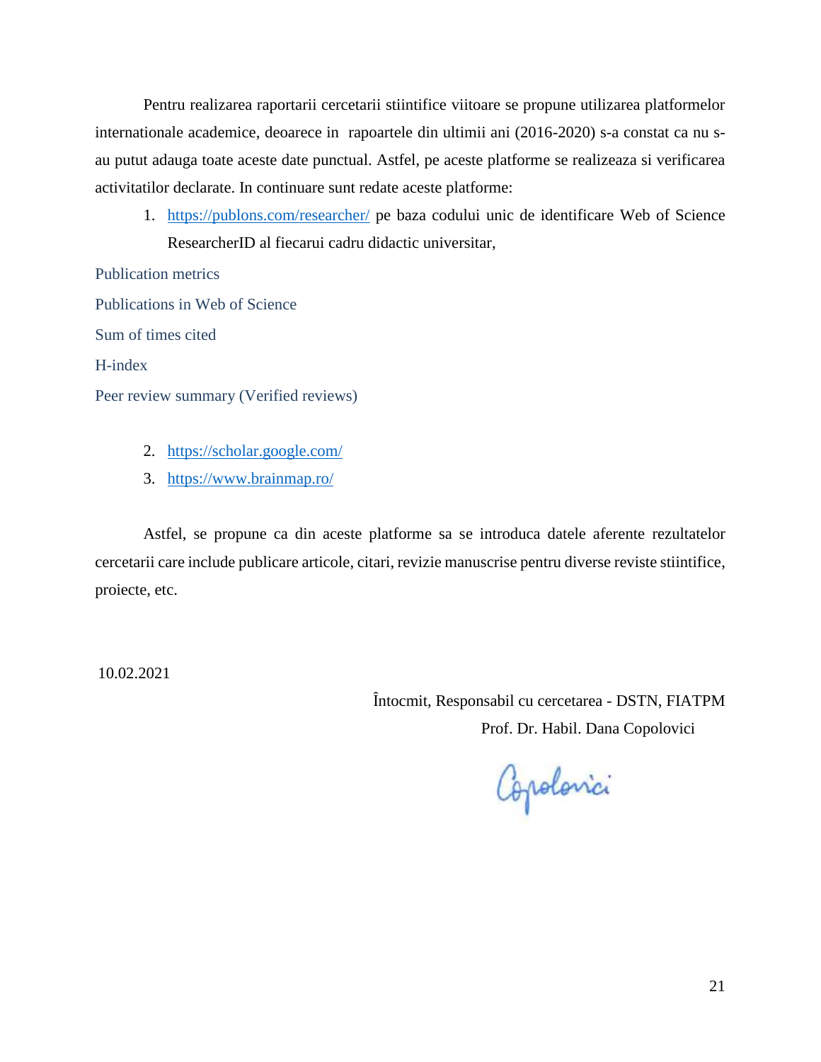Pentru realizarea raportarii cercetarii stiintifice viitoare se propune utilizarea platformelor internationale academice, deoarece in rapoartele din ultimii ani (2016-2020) s-a constat ca nu s-au putut adauga toate aceste date punctual. Astfel, pe aceste platforme se realizeaza si verificarea activitatilor declarate. In continuare sunt redate aceste platforme:

1. https://publons.com/researcher/ pe baza codului unic de identificare Web of Science ResearcherID al fiecarui cadru didactic universitar,

Publication metrics

Publications in Web of Science

Sum of times cited

H-index

Peer review summary (Verified reviews)

2. https://scholar.google.com/
3. https://www.brainmap.ro/

Astfel, se propune ca din aceste platforme sa se introduca datele aferente rezultatelor cercetarii care include publicare articole, citari, revizie manuscrise pentru diverse reviste stiintifice, proiecte, etc.

10.02.2021

Întocmit, Responsabil cu cercetarea - DSTN, FIATPM

Prof. Dr. Habil. Dana Copolovici

Copolovici